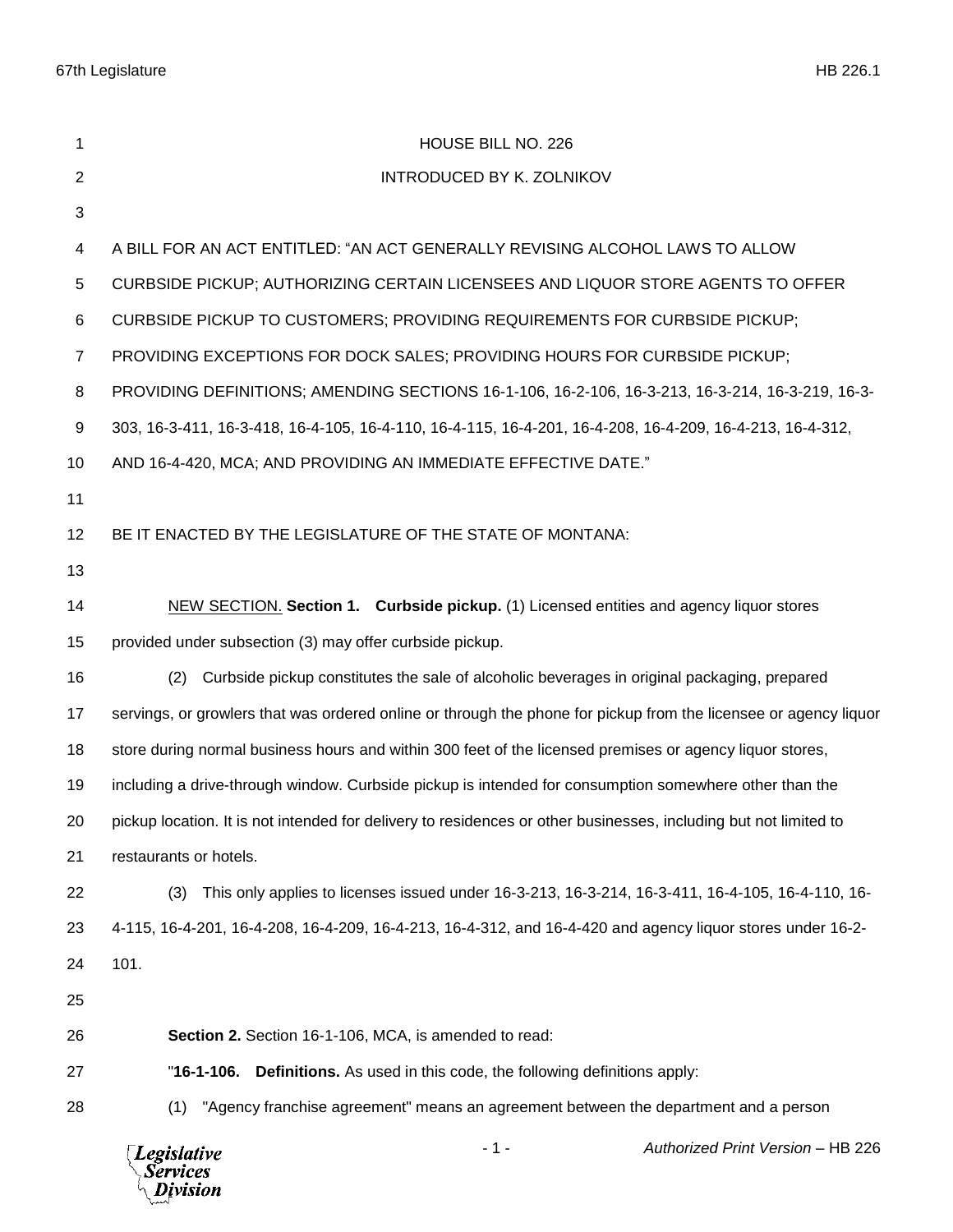HOUSE BILL NO. 226

INTRODUCED BY K. ZOLNIKOV

A BILL FOR AN ACT ENTITLED: "AN ACT GENERALLY REVISING ALCOHOL LAWS TO ALLOW CURBSIDE PICKUP; AUTHORIZING CERTAIN LICENSEES AND LIQUOR STORE AGENTS TO OFFER CURBSIDE PICKUP TO CUSTOMERS; PROVIDING REQUIREMENTS FOR CURBSIDE PICKUP; PROVIDING EXCEPTIONS FOR DOCK SALES; PROVIDING HOURS FOR CURBSIDE PICKUP; PROVIDING DEFINITIONS; AMENDING SECTIONS 16-1-106, 16-2-106, 16-3-213, 16-3-214, 16-3-219, 16-3-303, 16-3-411, 16-3-418, 16-4-105, 16-4-110, 16-4-115, 16-4-201, 16-4-208, 16-4-209, 16-4-213, 16-4-312, AND 16-4-420, MCA; AND PROVIDING AN IMMEDIATE EFFECTIVE DATE."

BE IT ENACTED BY THE LEGISLATURE OF THE STATE OF MONTANA:

NEW SECTION. **Section 1. Curbside pickup.** (1) Licensed entities and agency liquor stores provided under subsection (3) may offer curbside pickup.

(2) Curbside pickup constitutes the sale of alcoholic beverages in original packaging, prepared servings, or growlers that was ordered online or through the phone for pickup from the licensee or agency liquor store during normal business hours and within 300 feet of the licensed premises or agency liquor stores, including a drive-through window. Curbside pickup is intended for consumption somewhere other than the pickup location. It is not intended for delivery to residences or other businesses, including but not limited to restaurants or hotels.

(3) This only applies to licenses issued under 16-3-213, 16-3-214, 16-3-411, 16-4-105, 16-4-110, 16-4-115, 16-4-201, 16-4-208, 16-4-209, 16-4-213, 16-4-312, and 16-4-420 and agency liquor stores under 16-2-101.

**Section 2.** Section 16-1-106, MCA, is amended to read:

"**16-1-106. Definitions.** As used in this code, the following definitions apply:

(1) "Agency franchise agreement" means an agreement between the department and a person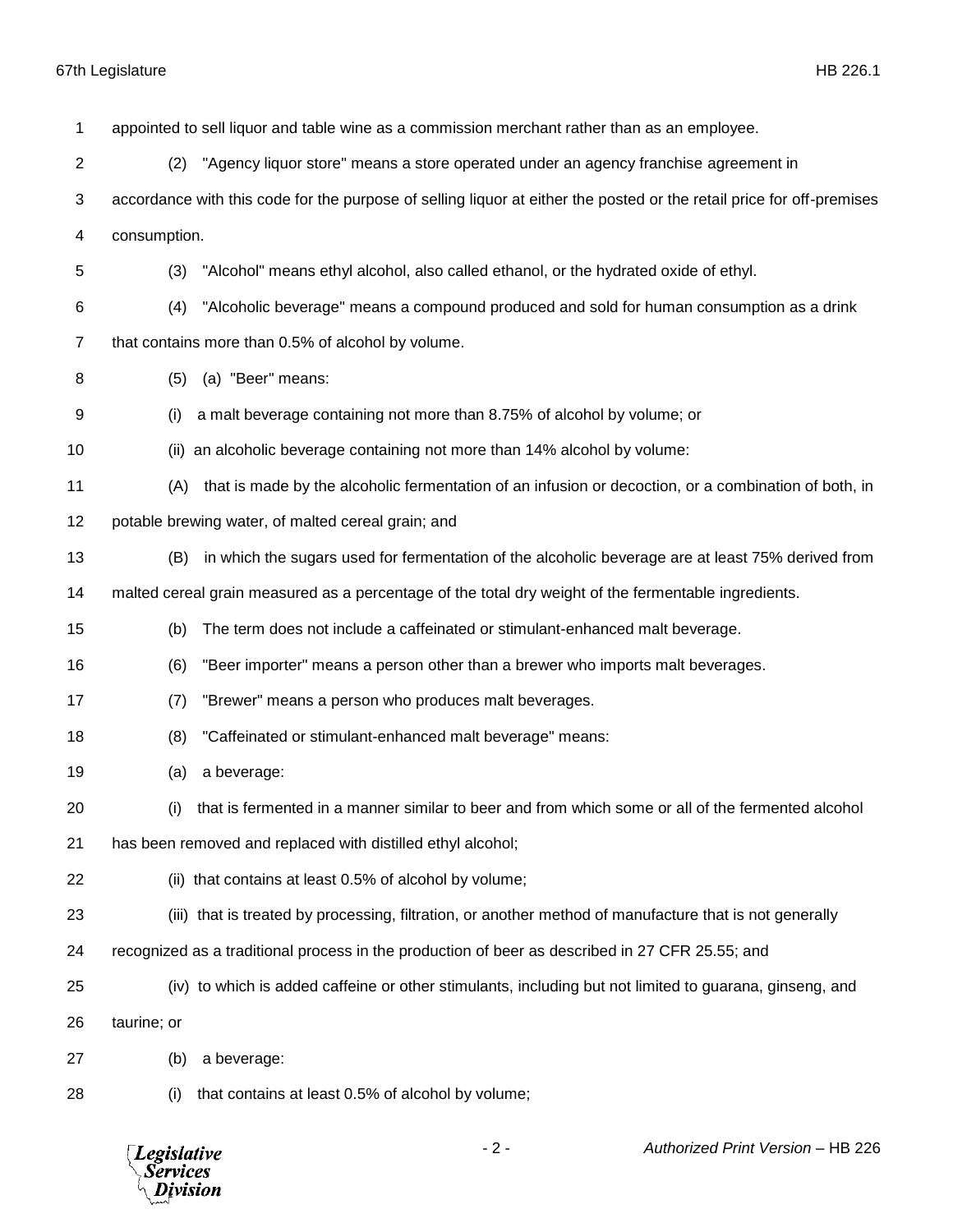appointed to sell liquor and table wine as a commission merchant rather than as an employee.

(2) "Agency liquor store" means a store operated under an agency franchise agreement in accordance with this code for the purpose of selling liquor at either the posted or the retail price for off-premises consumption.

(3) "Alcohol" means ethyl alcohol, also called ethanol, or the hydrated oxide of ethyl.

(4) "Alcoholic beverage" means a compound produced and sold for human consumption as a drink that contains more than 0.5% of alcohol by volume.

(5) (a) "Beer" means:

(i) a malt beverage containing not more than 8.75% of alcohol by volume; or

(ii) an alcoholic beverage containing not more than 14% alcohol by volume:

(A) that is made by the alcoholic fermentation of an infusion or decoction, or a combination of both, in potable brewing water, of malted cereal grain; and

(B) in which the sugars used for fermentation of the alcoholic beverage are at least 75% derived from malted cereal grain measured as a percentage of the total dry weight of the fermentable ingredients.

(b) The term does not include a caffeinated or stimulant-enhanced malt beverage.

(6) "Beer importer" means a person other than a brewer who imports malt beverages.

(7) "Brewer" means a person who produces malt beverages.

(8) "Caffeinated or stimulant-enhanced malt beverage" means:

(a) a beverage:

(i) that is fermented in a manner similar to beer and from which some or all of the fermented alcohol has been removed and replaced with distilled ethyl alcohol;

(ii) that contains at least 0.5% of alcohol by volume;

(iii) that is treated by processing, filtration, or another method of manufacture that is not generally recognized as a traditional process in the production of beer as described in 27 CFR 25.55; and

(iv) to which is added caffeine or other stimulants, including but not limited to guarana, ginseng, and taurine; or

(b) a beverage:

(i) that contains at least 0.5% of alcohol by volume;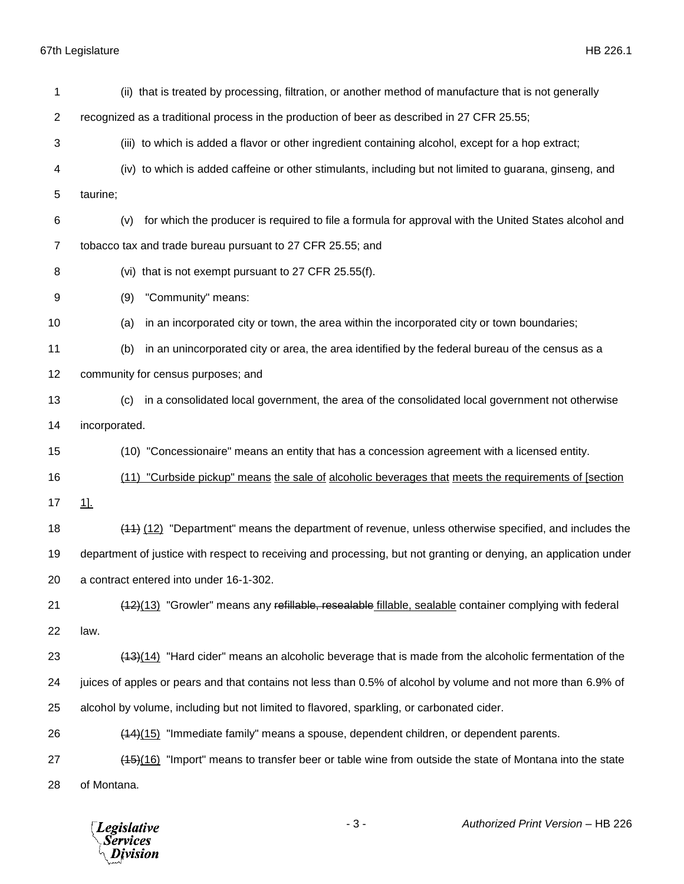(ii) that is treated by processing, filtration, or another method of manufacture that is not generally recognized as a traditional process in the production of beer as described in 27 CFR 25.55;

(iii) to which is added a flavor or other ingredient containing alcohol, except for a hop extract;

(iv) to which is added caffeine or other stimulants, including but not limited to guarana, ginseng, and taurine;

(v) for which the producer is required to file a formula for approval with the United States alcohol and tobacco tax and trade bureau pursuant to 27 CFR 25.55; and

(vi) that is not exempt pursuant to 27 CFR 25.55(f).

(9) "Community" means:

(a) in an incorporated city or town, the area within the incorporated city or town boundaries;

(b) in an unincorporated city or area, the area identified by the federal bureau of the census as a community for census purposes; and

(c) in a consolidated local government, the area of the consolidated local government not otherwise incorporated.

(10) "Concessionaire" means an entity that has a concession agreement with a licensed entity.

<u>(11) "Curbside pickup" means the sale of alcoholic beverages that meets the requirements of [section 1].</u>

~~(11)~~ <u>(12)</u> "Department" means the department of revenue, unless otherwise specified, and includes the department of justice with respect to receiving and processing, but not granting or denying, an application under a contract entered into under 16-1-302.

~~(12)~~<u>(13)</u> "Growler" means any ~~refillable, resealable~~ <u>fillable, sealable</u> container complying with federal law.

~~(13)~~<u>(14)</u> "Hard cider" means an alcoholic beverage that is made from the alcoholic fermentation of the juices of apples or pears and that contains not less than 0.5% of alcohol by volume and not more than 6.9% of alcohol by volume, including but not limited to flavored, sparkling, or carbonated cider.

~~(14)~~<u>(15)</u> "Immediate family" means a spouse, dependent children, or dependent parents.

~~(15)~~<u>(16)</u> "Import" means to transfer beer or table wine from outside the state of Montana into the state of Montana.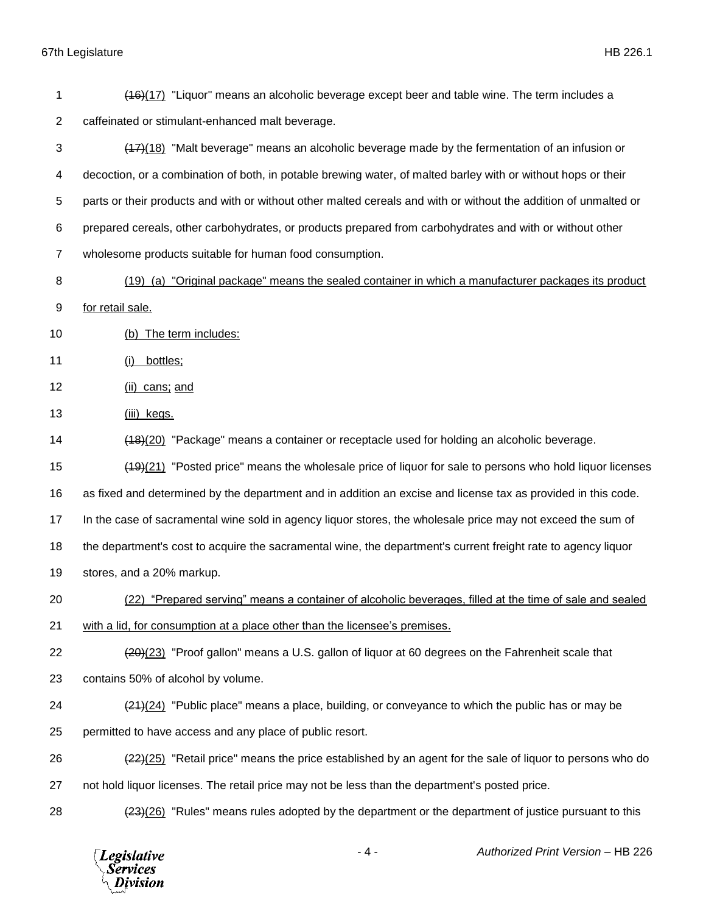~~(16)~~(17) "Liquor" means an alcoholic beverage except beer and table wine. The term includes a caffeinated or stimulant-enhanced malt beverage.

~~(17)~~(18) "Malt beverage" means an alcoholic beverage made by the fermentation of an infusion or decoction, or a combination of both, in potable brewing water, of malted barley with or without hops or their parts or their products and with or without other malted cereals and with or without the addition of unmalted or prepared cereals, other carbohydrates, or products prepared from carbohydrates and with or without other wholesome products suitable for human food consumption.

<u>(19) (a) "Original package" means the sealed container in which a manufacturer packages its product for retail sale.</u>

<u>(b) The term includes:</u>

<u>(i) bottles;</u>

<u>(ii) cans; and</u>

<u>(iii) kegs.</u>

~~(18)~~(20) "Package" means a container or receptacle used for holding an alcoholic beverage.

~~(19)~~(21) "Posted price" means the wholesale price of liquor for sale to persons who hold liquor licenses as fixed and determined by the department and in addition an excise and license tax as provided in this code. In the case of sacramental wine sold in agency liquor stores, the wholesale price may not exceed the sum of the department's cost to acquire the sacramental wine, the department's current freight rate to agency liquor stores, and a 20% markup.

<u>(22) "Prepared serving" means a container of alcoholic beverages, filled at the time of sale and sealed with a lid, for consumption at a place other than the licensee's premises.</u>

~~(20)~~(23) "Proof gallon" means a U.S. gallon of liquor at 60 degrees on the Fahrenheit scale that contains 50% of alcohol by volume.

~~(21)~~(24) "Public place" means a place, building, or conveyance to which the public has or may be permitted to have access and any place of public resort.

~~(22)~~(25) "Retail price" means the price established by an agent for the sale of liquor to persons who do not hold liquor licenses. The retail price may not be less than the department's posted price.

~~(23)~~(26) "Rules" means rules adopted by the department or the department of justice pursuant to this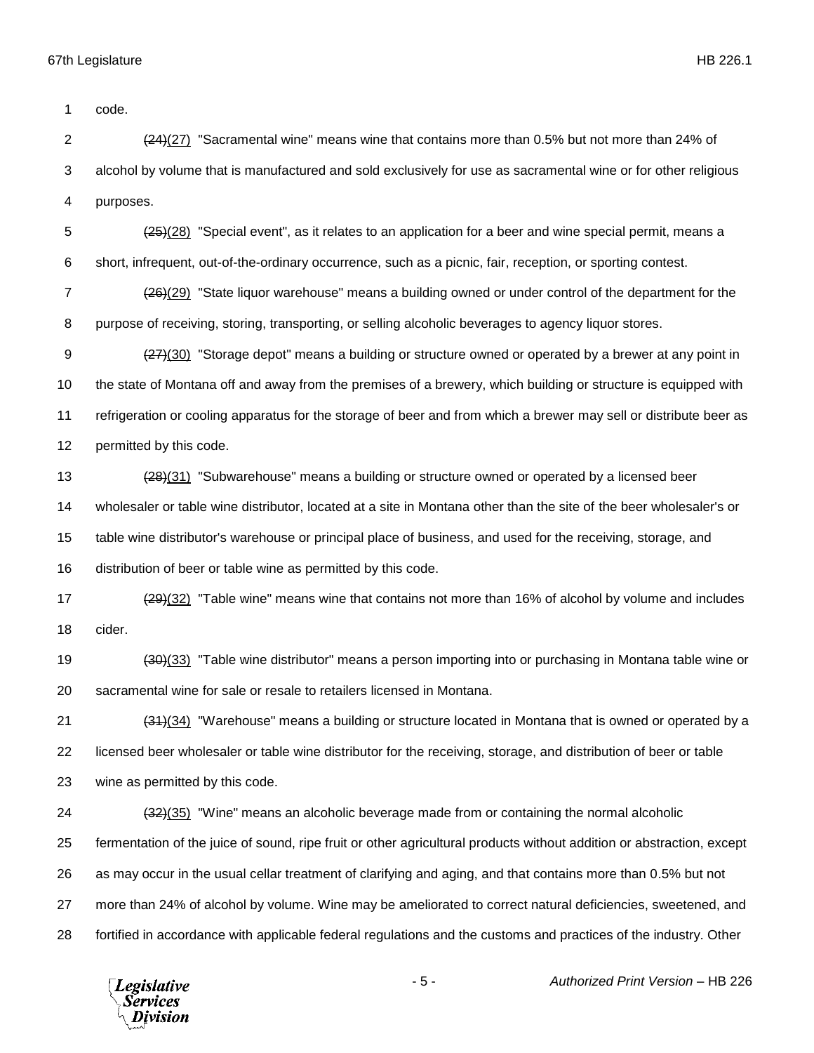code.

~~(24)~~(27) "Sacramental wine" means wine that contains more than 0.5% but not more than 24% of alcohol by volume that is manufactured and sold exclusively for use as sacramental wine or for other religious purposes.

~~(25)~~(28) "Special event", as it relates to an application for a beer and wine special permit, means a short, infrequent, out-of-the-ordinary occurrence, such as a picnic, fair, reception, or sporting contest.

~~(26)~~(29) "State liquor warehouse" means a building owned or under control of the department for the purpose of receiving, storing, transporting, or selling alcoholic beverages to agency liquor stores.

~~(27)~~(30) "Storage depot" means a building or structure owned or operated by a brewer at any point in the state of Montana off and away from the premises of a brewery, which building or structure is equipped with refrigeration or cooling apparatus for the storage of beer and from which a brewer may sell or distribute beer as permitted by this code.

~~(28)~~(31) "Subwarehouse" means a building or structure owned or operated by a licensed beer wholesaler or table wine distributor, located at a site in Montana other than the site of the beer wholesaler's or table wine distributor's warehouse or principal place of business, and used for the receiving, storage, and distribution of beer or table wine as permitted by this code.

~~(29)~~(32) "Table wine" means wine that contains not more than 16% of alcohol by volume and includes cider.

~~(30)~~(33) "Table wine distributor" means a person importing into or purchasing in Montana table wine or sacramental wine for sale or resale to retailers licensed in Montana.

~~(31)~~(34) "Warehouse" means a building or structure located in Montana that is owned or operated by a licensed beer wholesaler or table wine distributor for the receiving, storage, and distribution of beer or table wine as permitted by this code.

~~(32)~~(35) "Wine" means an alcoholic beverage made from or containing the normal alcoholic fermentation of the juice of sound, ripe fruit or other agricultural products without addition or abstraction, except as may occur in the usual cellar treatment of clarifying and aging, and that contains more than 0.5% but not more than 24% of alcohol by volume. Wine may be ameliorated to correct natural deficiencies, sweetened, and fortified in accordance with applicable federal regulations and the customs and practices of the industry. Other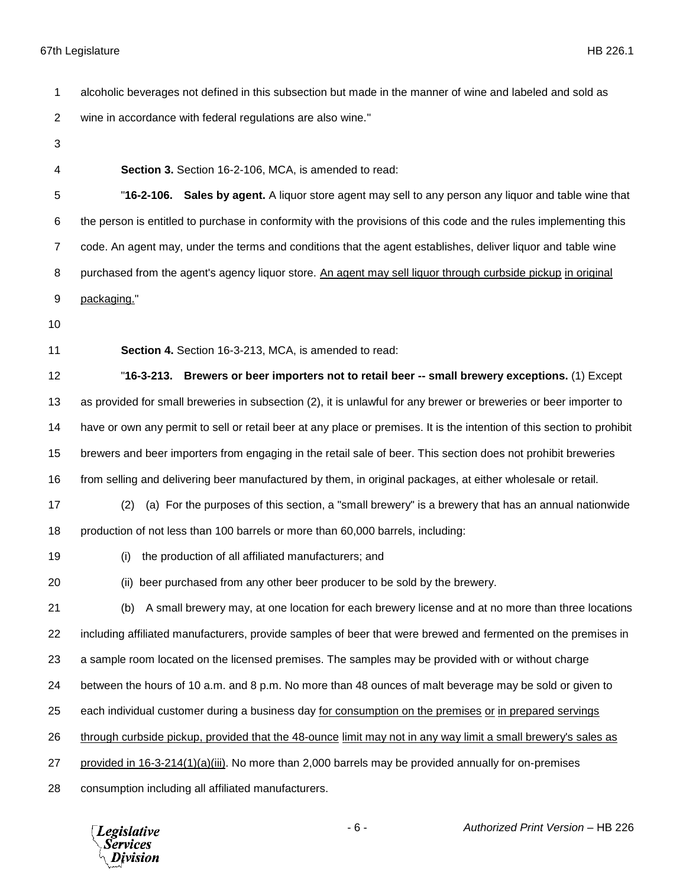alcoholic beverages not defined in this subsection but made in the manner of wine and labeled and sold as wine in accordance with federal regulations are also wine."

**Section 3.** Section 16-2-106, MCA, is amended to read:

"**16-2-106. Sales by agent.** A liquor store agent may sell to any person any liquor and table wine that the person is entitled to purchase in conformity with the provisions of this code and the rules implementing this code. An agent may, under the terms and conditions that the agent establishes, deliver liquor and table wine purchased from the agent's agency liquor store. An agent may sell liquor through curbside pickup in original packaging."

**Section 4.** Section 16-3-213, MCA, is amended to read:

"**16-3-213. Brewers or beer importers not to retail beer -- small brewery exceptions.** (1) Except as provided for small breweries in subsection (2), it is unlawful for any brewer or breweries or beer importer to have or own any permit to sell or retail beer at any place or premises. It is the intention of this section to prohibit brewers and beer importers from engaging in the retail sale of beer. This section does not prohibit breweries from selling and delivering beer manufactured by them, in original packages, at either wholesale or retail.

(2) (a) For the purposes of this section, a "small brewery" is a brewery that has an annual nationwide production of not less than 100 barrels or more than 60,000 barrels, including:

(i) the production of all affiliated manufacturers; and

(ii) beer purchased from any other beer producer to be sold by the brewery.

(b) A small brewery may, at one location for each brewery license and at no more than three locations including affiliated manufacturers, provide samples of beer that were brewed and fermented on the premises in a sample room located on the licensed premises. The samples may be provided with or without charge between the hours of 10 a.m. and 8 p.m. No more than 48 ounces of malt beverage may be sold or given to each individual customer during a business day for consumption on the premises or in prepared servings through curbside pickup, provided that the 48-ounce limit may not in any way limit a small brewery's sales as provided in 16-3-214(1)(a)(iii). No more than 2,000 barrels may be provided annually for on-premises consumption including all affiliated manufacturers.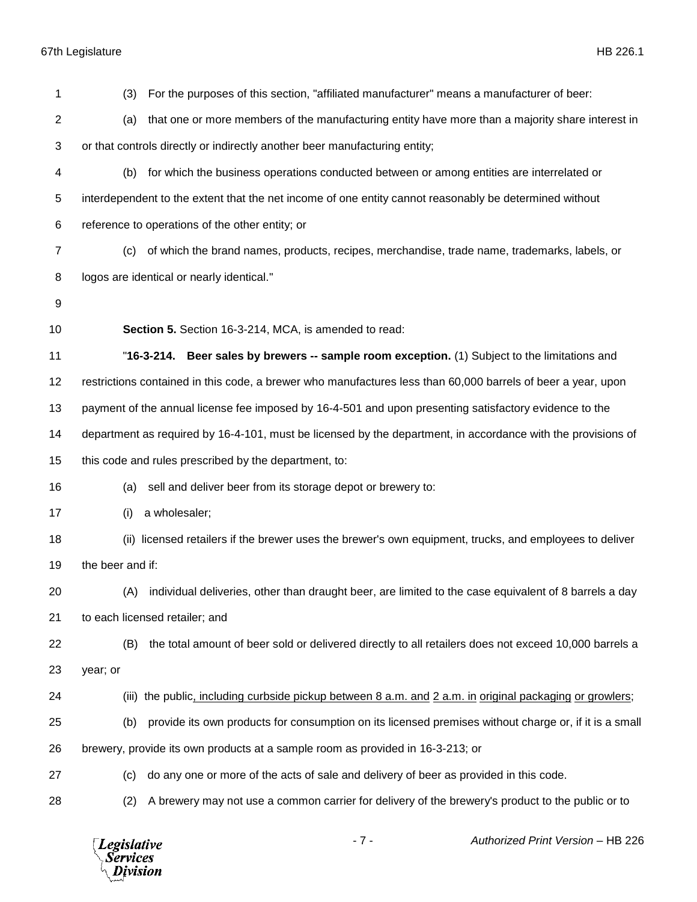(3) For the purposes of this section, "affiliated manufacturer" means a manufacturer of beer:

(a) that one or more members of the manufacturing entity have more than a majority share interest in or that controls directly or indirectly another beer manufacturing entity;

(b) for which the business operations conducted between or among entities are interrelated or interdependent to the extent that the net income of one entity cannot reasonably be determined without reference to operations of the other entity; or

(c) of which the brand names, products, recipes, merchandise, trade name, trademarks, labels, or logos are identical or nearly identical."

**Section 5.** Section 16-3-214, MCA, is amended to read:

"**16-3-214. Beer sales by brewers -- sample room exception.** (1) Subject to the limitations and restrictions contained in this code, a brewer who manufactures less than 60,000 barrels of beer a year, upon payment of the annual license fee imposed by 16-4-501 and upon presenting satisfactory evidence to the department as required by 16-4-101, must be licensed by the department, in accordance with the provisions of this code and rules prescribed by the department, to:

(a) sell and deliver beer from its storage depot or brewery to:

(i) a wholesaler;

(ii) licensed retailers if the brewer uses the brewer's own equipment, trucks, and employees to deliver the beer and if:

(A) individual deliveries, other than draught beer, are limited to the case equivalent of 8 barrels a day to each licensed retailer; and

(B) the total amount of beer sold or delivered directly to all retailers does not exceed 10,000 barrels a year; or

(iii) the public<u>, including curbside pickup between 8 a.m. and</u> <u>2 a.m. in</u> <u>original packaging</u> <u>or growlers</u>;

(b) provide its own products for consumption on its licensed premises without charge or, if it is a small brewery, provide its own products at a sample room as provided in 16-3-213; or

(c) do any one or more of the acts of sale and delivery of beer as provided in this code.

(2) A brewery may not use a common carrier for delivery of the brewery's product to the public or to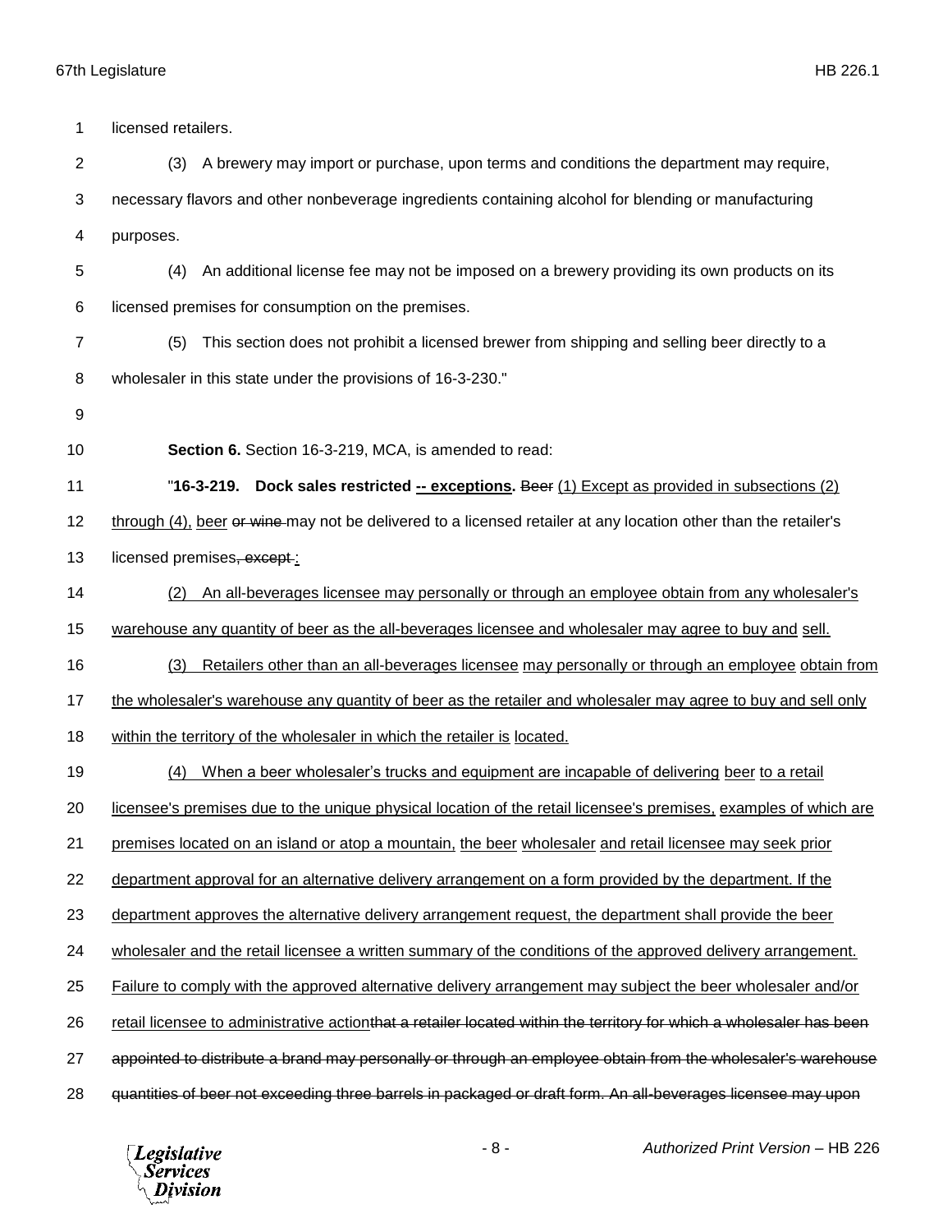licensed retailers.

(3) A brewery may import or purchase, upon terms and conditions the department may require, necessary flavors and other nonbeverage ingredients containing alcohol for blending or manufacturing purposes.

(4) An additional license fee may not be imposed on a brewery providing its own products on its licensed premises for consumption on the premises.

(5) This section does not prohibit a licensed brewer from shipping and selling beer directly to a wholesaler in this state under the provisions of 16-3-230."

**Section 6.** Section 16-3-219, MCA, is amended to read:

"**16-3-219. Dock sales restricted -- exceptions.** ~~Beer~~ (1) Except as provided in subsections (2) through (4), beer ~~or wine~~ may not be delivered to a licensed retailer at any location other than the retailer's licensed premises~~, except~~:

(2) An all-beverages licensee may personally or through an employee obtain from any wholesaler's warehouse any quantity of beer as the all-beverages licensee and wholesaler may agree to buy and sell.

(3) Retailers other than an all-beverages licensee may personally or through an employee obtain from the wholesaler's warehouse any quantity of beer as the retailer and wholesaler may agree to buy and sell only within the territory of the wholesaler in which the retailer is located.

(4) When a beer wholesaler's trucks and equipment are incapable of delivering beer to a retail licensee's premises due to the unique physical location of the retail licensee's premises, examples of which are premises located on an island or atop a mountain, the beer wholesaler and retail licensee may seek prior department approval for an alternative delivery arrangement on a form provided by the department. If the department approves the alternative delivery arrangement request, the department shall provide the beer wholesaler and the retail licensee a written summary of the conditions of the approved delivery arrangement. Failure to comply with the approved alternative delivery arrangement may subject the beer wholesaler and/or retail licensee to administrative action~~that a retailer located within the territory for which a wholesaler has been appointed to distribute a brand may personally or through an employee obtain from the wholesaler's warehouse quantities of beer not exceeding three barrels in packaged or draft form. An all-beverages licensee may upon~~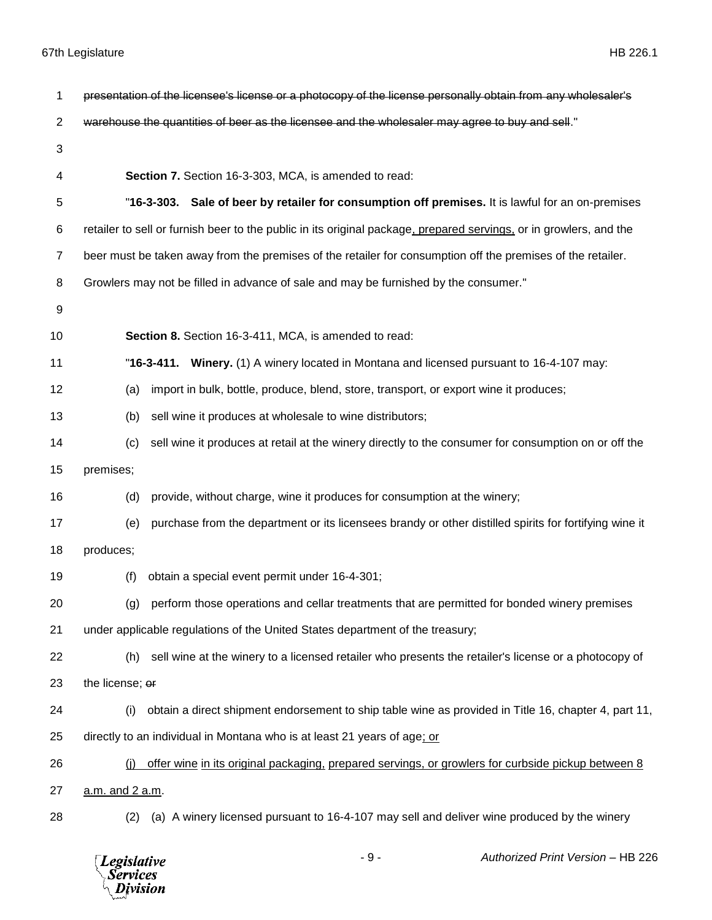~~presentation of the licensee's license or a photocopy of the license personally obtain from any wholesaler's warehouse the quantities of beer as the licensee and the wholesaler may agree to buy and sell~~."

**Section 7.** Section 16-3-303, MCA, is amended to read:

"**16-3-303. Sale of beer by retailer for consumption off premises.** It is lawful for an on-premises retailer to sell or furnish beer to the public in its original package<u>, prepared servings,</u> or in growlers, and the beer must be taken away from the premises of the retailer for consumption off the premises of the retailer. Growlers may not be filled in advance of sale and may be furnished by the consumer."

**Section 8.** Section 16-3-411, MCA, is amended to read:

"**16-3-411. Winery.** (1) A winery located in Montana and licensed pursuant to 16-4-107 may:

(a) import in bulk, bottle, produce, blend, store, transport, or export wine it produces;

(b) sell wine it produces at wholesale to wine distributors;

(c) sell wine it produces at retail at the winery directly to the consumer for consumption on or off the premises;

(d) provide, without charge, wine it produces for consumption at the winery;

(e) purchase from the department or its licensees brandy or other distilled spirits for fortifying wine it produces;

(f) obtain a special event permit under 16-4-301;

(g) perform those operations and cellar treatments that are permitted for bonded winery premises under applicable regulations of the United States department of the treasury;

(h) sell wine at the winery to a licensed retailer who presents the retailer's license or a photocopy of the license; ~~or~~

(i) obtain a direct shipment endorsement to ship table wine as provided in Title 16, chapter 4, part 11, directly to an individual in Montana who is at least 21 years of age<u>; or</u>

<u>(j) offer wine in its original packaging, prepared servings, or growlers for curbside pickup between 8 a.m. and 2 a.m</u>.

(2) (a) A winery licensed pursuant to 16-4-107 may sell and deliver wine produced by the winery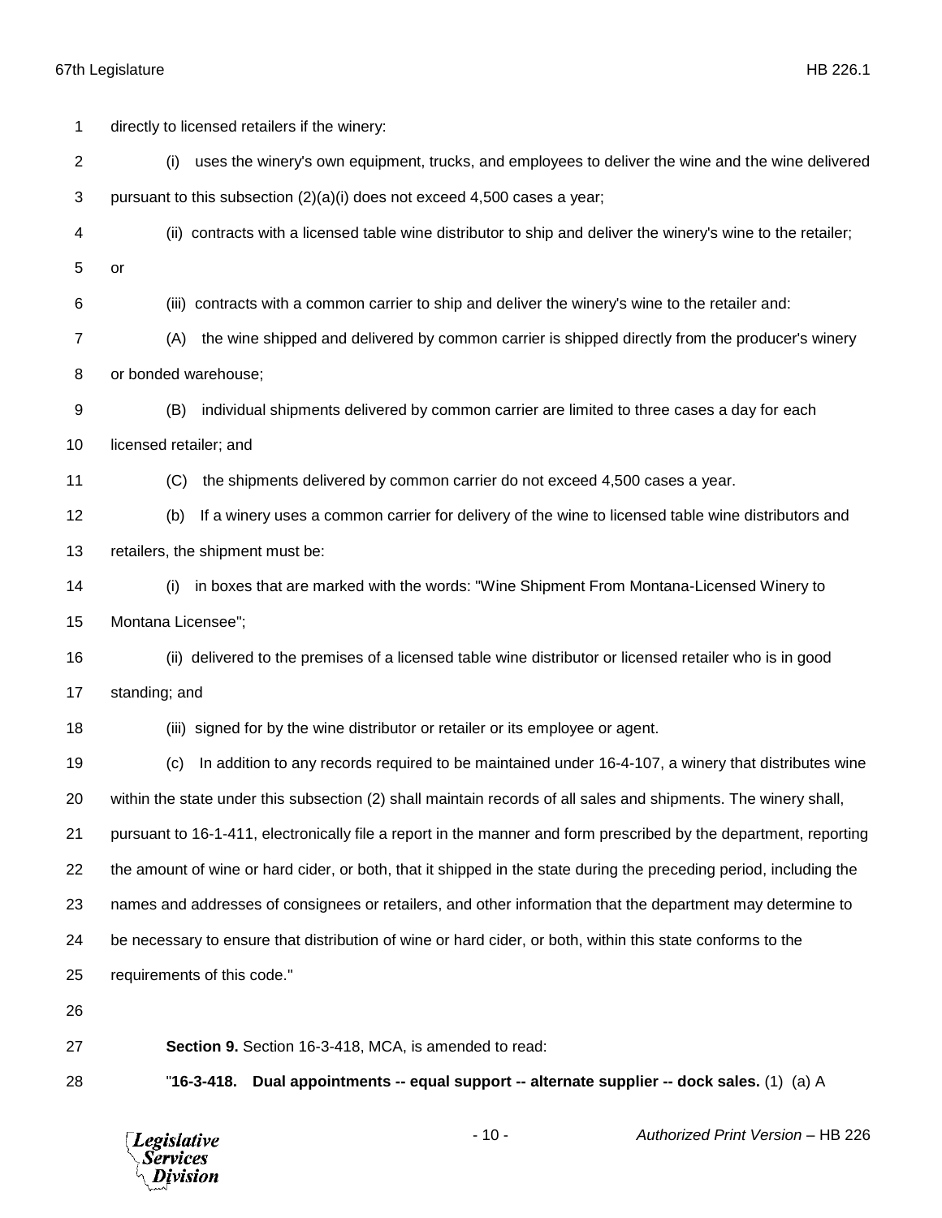directly to licensed retailers if the winery:

(i) uses the winery's own equipment, trucks, and employees to deliver the wine and the wine delivered pursuant to this subsection (2)(a)(i) does not exceed 4,500 cases a year;

(ii) contracts with a licensed table wine distributor to ship and deliver the winery's wine to the retailer; or

(iii) contracts with a common carrier to ship and deliver the winery's wine to the retailer and:

(A) the wine shipped and delivered by common carrier is shipped directly from the producer's winery or bonded warehouse;

(B) individual shipments delivered by common carrier are limited to three cases a day for each licensed retailer; and

(C) the shipments delivered by common carrier do not exceed 4,500 cases a year.

(b) If a winery uses a common carrier for delivery of the wine to licensed table wine distributors and retailers, the shipment must be:

(i) in boxes that are marked with the words: "Wine Shipment From Montana-Licensed Winery to Montana Licensee";

(ii) delivered to the premises of a licensed table wine distributor or licensed retailer who is in good standing; and

(iii) signed for by the wine distributor or retailer or its employee or agent.

(c) In addition to any records required to be maintained under 16-4-107, a winery that distributes wine within the state under this subsection (2) shall maintain records of all sales and shipments. The winery shall, pursuant to 16-1-411, electronically file a report in the manner and form prescribed by the department, reporting the amount of wine or hard cider, or both, that it shipped in the state during the preceding period, including the names and addresses of consignees or retailers, and other information that the department may determine to be necessary to ensure that distribution of wine or hard cider, or both, within this state conforms to the requirements of this code."

**Section 9.** Section 16-3-418, MCA, is amended to read:

"**16-3-418. Dual appointments -- equal support -- alternate supplier -- dock sales.** (1) (a) A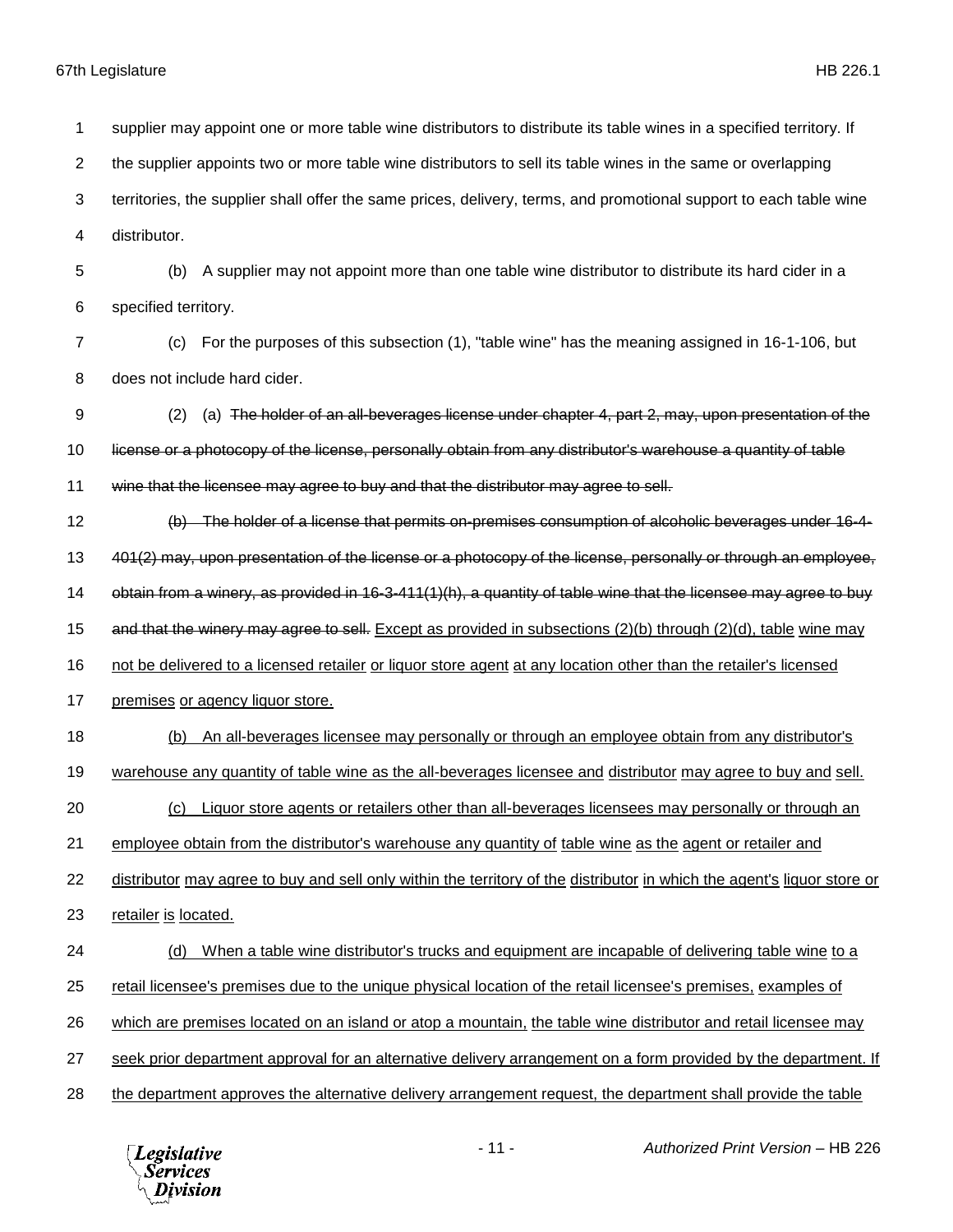supplier may appoint one or more table wine distributors to distribute its table wines in a specified territory. If the supplier appoints two or more table wine distributors to sell its table wines in the same or overlapping territories, the supplier shall offer the same prices, delivery, terms, and promotional support to each table wine distributor.

(b) A supplier may not appoint more than one table wine distributor to distribute its hard cider in a specified territory.

(c) For the purposes of this subsection (1), "table wine" has the meaning assigned in 16-1-106, but does not include hard cider.

(2) (a) ~~The holder of an all-beverages license under chapter 4, part 2, may, upon presentation of the license or a photocopy of the license, personally obtain from any distributor's warehouse a quantity of table wine that the licensee may agree to buy and that the distributor may agree to sell.~~

~~(b) The holder of a license that permits on-premises consumption of alcoholic beverages under 16-4-401(2) may, upon presentation of the license or a photocopy of the license, personally or through an employee, obtain from a winery, as provided in 16-3-411(1)(h), a quantity of table wine that the licensee may agree to buy and that the winery may agree to sell.~~ <u>Except as provided in subsections (2)(b) through (2)(d), table wine may not be delivered to a licensed retailer or liquor store agent at any location other than the retailer's licensed premises or agency liquor store.</u>

<u>(b) An all-beverages licensee may personally or through an employee obtain from any distributor's warehouse any quantity of table wine as the all-beverages licensee and distributor may agree to buy and sell.</u>

<u>(c) Liquor store agents or retailers other than all-beverages licensees may personally or through an employee obtain from the distributor's warehouse any quantity of table wine as the agent or retailer and distributor may agree to buy and sell only within the territory of the distributor in which the agent's liquor store or retailer is located.</u>

<u>(d) When a table wine distributor's trucks and equipment are incapable of delivering table wine to a retail licensee's premises due to the unique physical location of the retail licensee's premises, examples of which are premises located on an island or atop a mountain, the table wine distributor and retail licensee may seek prior department approval for an alternative delivery arrangement on a form provided by the department. If the department approves the alternative delivery arrangement request, the department shall provide the table</u>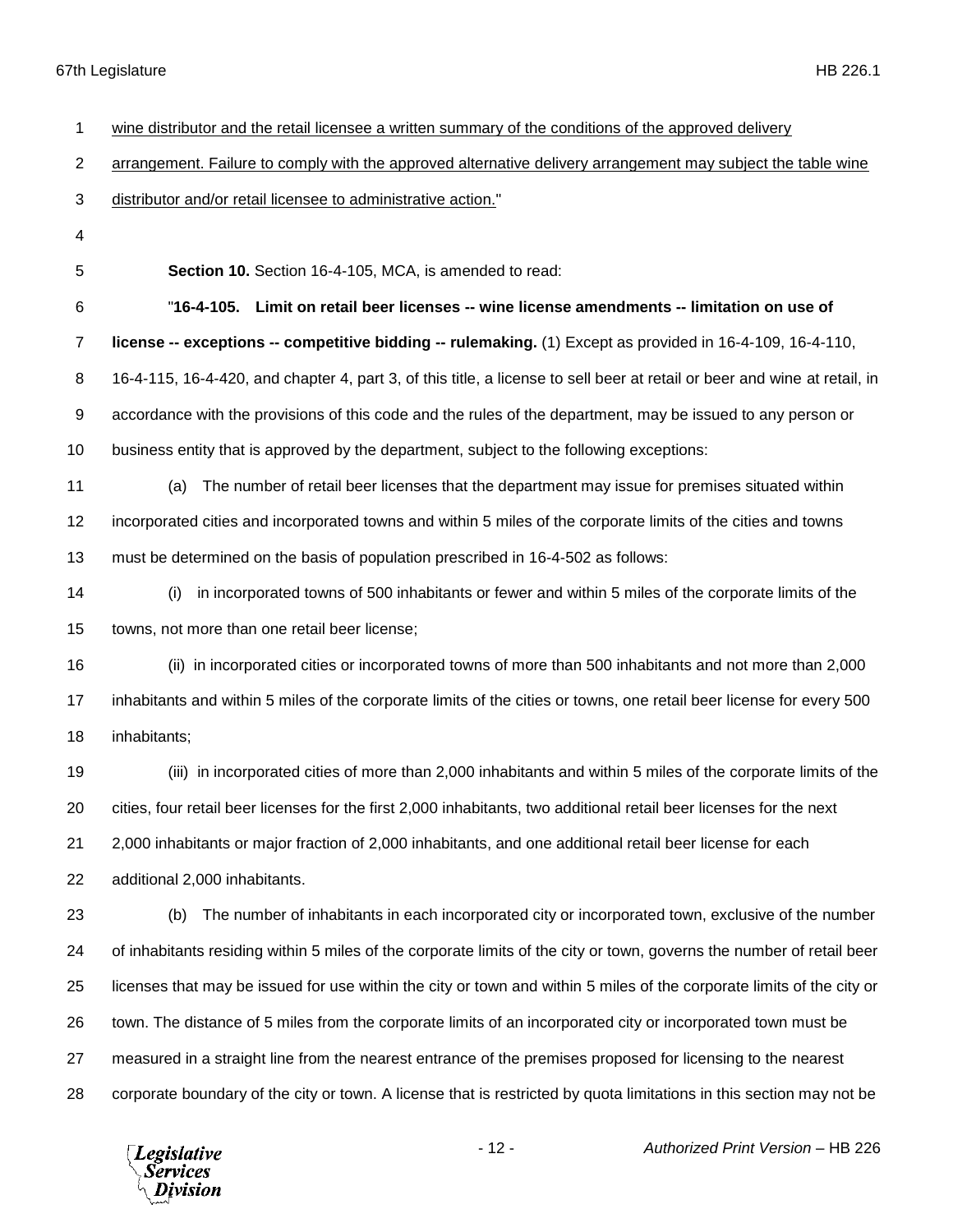wine distributor and the retail licensee a written summary of the conditions of the approved delivery arrangement. Failure to comply with the approved alternative delivery arrangement may subject the table wine distributor and/or retail licensee to administrative action."

**Section 10.** Section 16-4-105, MCA, is amended to read:

"**16-4-105. Limit on retail beer licenses -- wine license amendments -- limitation on use of license -- exceptions -- competitive bidding -- rulemaking.** (1) Except as provided in 16-4-109, 16-4-110, 16-4-115, 16-4-420, and chapter 4, part 3, of this title, a license to sell beer at retail or beer and wine at retail, in accordance with the provisions of this code and the rules of the department, may be issued to any person or business entity that is approved by the department, subject to the following exceptions:

(a) The number of retail beer licenses that the department may issue for premises situated within incorporated cities and incorporated towns and within 5 miles of the corporate limits of the cities and towns must be determined on the basis of population prescribed in 16-4-502 as follows:

(i) in incorporated towns of 500 inhabitants or fewer and within 5 miles of the corporate limits of the towns, not more than one retail beer license;

(ii) in incorporated cities or incorporated towns of more than 500 inhabitants and not more than 2,000 inhabitants and within 5 miles of the corporate limits of the cities or towns, one retail beer license for every 500 inhabitants;

(iii) in incorporated cities of more than 2,000 inhabitants and within 5 miles of the corporate limits of the cities, four retail beer licenses for the first 2,000 inhabitants, two additional retail beer licenses for the next 2,000 inhabitants or major fraction of 2,000 inhabitants, and one additional retail beer license for each additional 2,000 inhabitants.

(b) The number of inhabitants in each incorporated city or incorporated town, exclusive of the number of inhabitants residing within 5 miles of the corporate limits of the city or town, governs the number of retail beer licenses that may be issued for use within the city or town and within 5 miles of the corporate limits of the city or town. The distance of 5 miles from the corporate limits of an incorporated city or incorporated town must be measured in a straight line from the nearest entrance of the premises proposed for licensing to the nearest corporate boundary of the city or town. A license that is restricted by quota limitations in this section may not be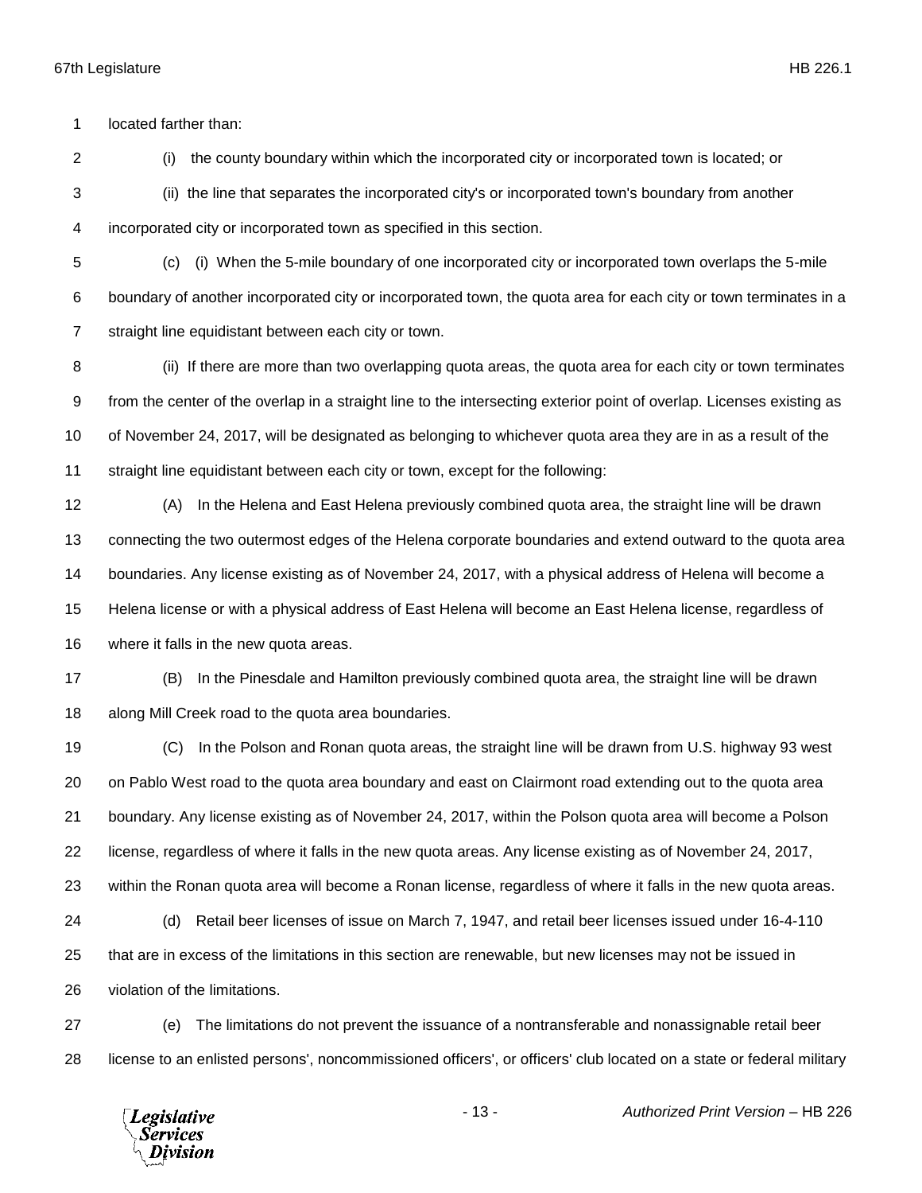located farther than:

(i) the county boundary within which the incorporated city or incorporated town is located; or

(ii) the line that separates the incorporated city's or incorporated town's boundary from another incorporated city or incorporated town as specified in this section.

(c) (i) When the 5-mile boundary of one incorporated city or incorporated town overlaps the 5-mile boundary of another incorporated city or incorporated town, the quota area for each city or town terminates in a straight line equidistant between each city or town.

(ii) If there are more than two overlapping quota areas, the quota area for each city or town terminates from the center of the overlap in a straight line to the intersecting exterior point of overlap. Licenses existing as of November 24, 2017, will be designated as belonging to whichever quota area they are in as a result of the straight line equidistant between each city or town, except for the following:

(A) In the Helena and East Helena previously combined quota area, the straight line will be drawn connecting the two outermost edges of the Helena corporate boundaries and extend outward to the quota area boundaries. Any license existing as of November 24, 2017, with a physical address of Helena will become a Helena license or with a physical address of East Helena will become an East Helena license, regardless of where it falls in the new quota areas.

(B) In the Pinesdale and Hamilton previously combined quota area, the straight line will be drawn along Mill Creek road to the quota area boundaries.

(C) In the Polson and Ronan quota areas, the straight line will be drawn from U.S. highway 93 west on Pablo West road to the quota area boundary and east on Clairmont road extending out to the quota area boundary. Any license existing as of November 24, 2017, within the Polson quota area will become a Polson license, regardless of where it falls in the new quota areas. Any license existing as of November 24, 2017, within the Ronan quota area will become a Ronan license, regardless of where it falls in the new quota areas.

(d) Retail beer licenses of issue on March 7, 1947, and retail beer licenses issued under 16-4-110 that are in excess of the limitations in this section are renewable, but new licenses may not be issued in violation of the limitations.

(e) The limitations do not prevent the issuance of a nontransferable and nonassignable retail beer license to an enlisted persons', noncommissioned officers', or officers' club located on a state or federal military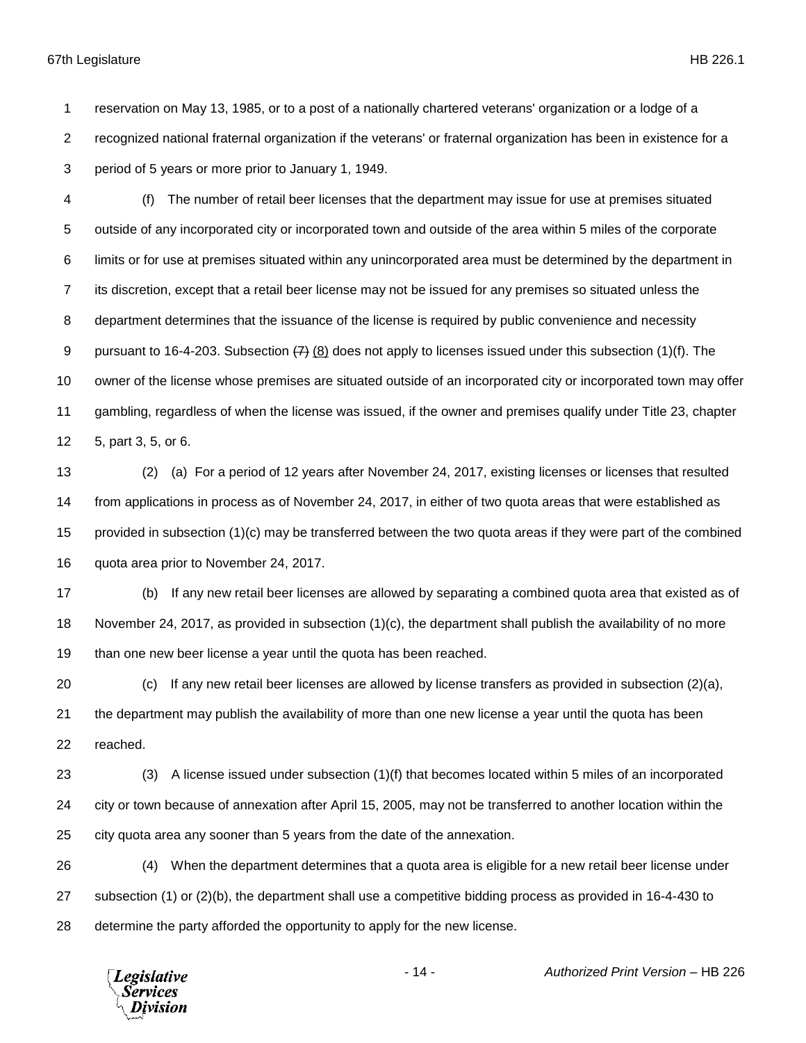reservation on May 13, 1985, or to a post of a nationally chartered veterans' organization or a lodge of a recognized national fraternal organization if the veterans' or fraternal organization has been in existence for a period of 5 years or more prior to January 1, 1949.

(f) The number of retail beer licenses that the department may issue for use at premises situated outside of any incorporated city or incorporated town and outside of the area within 5 miles of the corporate limits or for use at premises situated within any unincorporated area must be determined by the department in its discretion, except that a retail beer license may not be issued for any premises so situated unless the department determines that the issuance of the license is required by public convenience and necessity pursuant to 16-4-203. Subsection ~~(7)~~ (8) does not apply to licenses issued under this subsection (1)(f). The owner of the license whose premises are situated outside of an incorporated city or incorporated town may offer gambling, regardless of when the license was issued, if the owner and premises qualify under Title 23, chapter 5, part 3, 5, or 6.

(2) (a) For a period of 12 years after November 24, 2017, existing licenses or licenses that resulted from applications in process as of November 24, 2017, in either of two quota areas that were established as provided in subsection (1)(c) may be transferred between the two quota areas if they were part of the combined quota area prior to November 24, 2017.

(b) If any new retail beer licenses are allowed by separating a combined quota area that existed as of November 24, 2017, as provided in subsection (1)(c), the department shall publish the availability of no more than one new beer license a year until the quota has been reached.

(c) If any new retail beer licenses are allowed by license transfers as provided in subsection (2)(a), the department may publish the availability of more than one new license a year until the quota has been reached.

(3) A license issued under subsection (1)(f) that becomes located within 5 miles of an incorporated city or town because of annexation after April 15, 2005, may not be transferred to another location within the city quota area any sooner than 5 years from the date of the annexation.

(4) When the department determines that a quota area is eligible for a new retail beer license under subsection (1) or (2)(b), the department shall use a competitive bidding process as provided in 16-4-430 to determine the party afforded the opportunity to apply for the new license.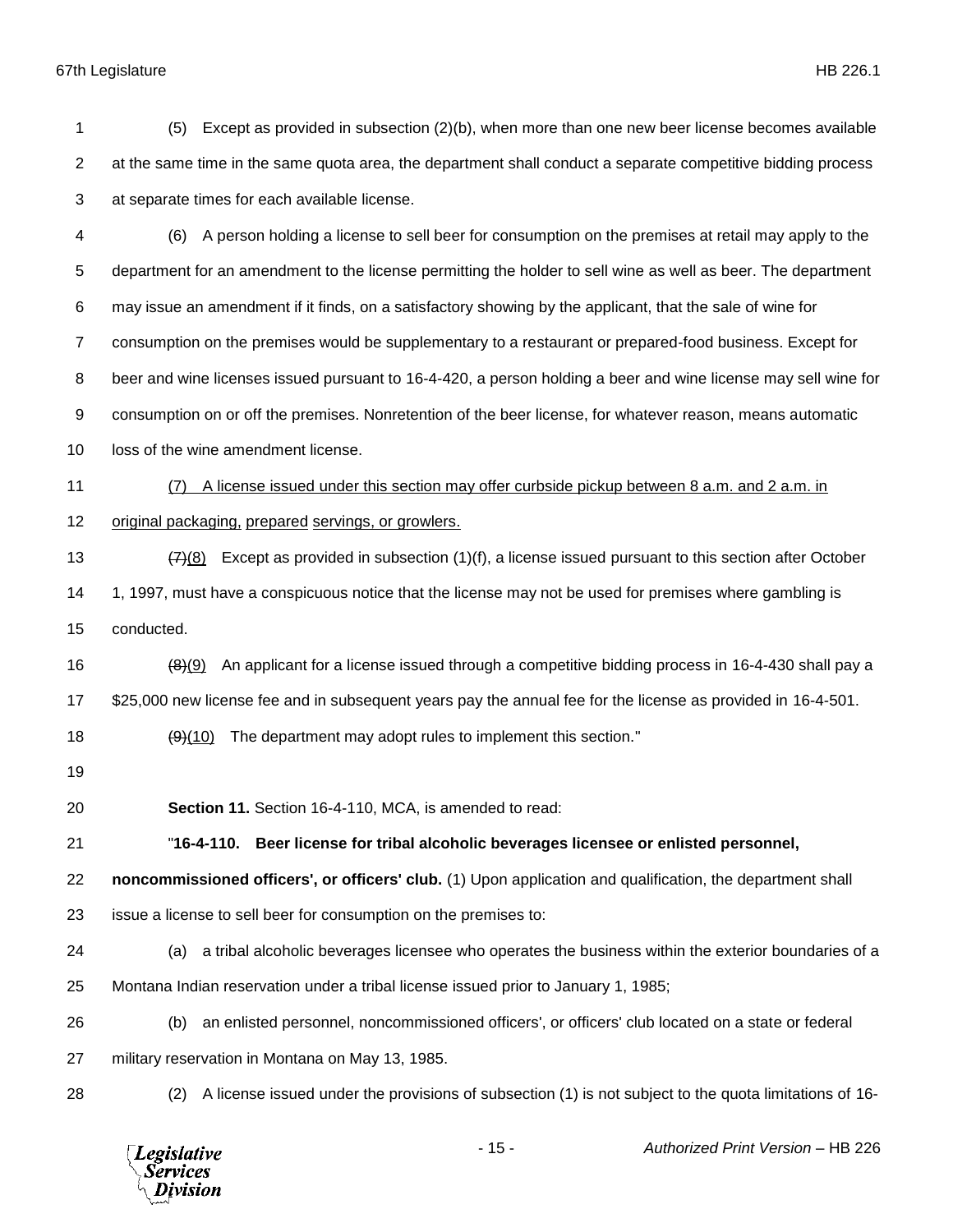(5) Except as provided in subsection (2)(b), when more than one new beer license becomes available at the same time in the same quota area, the department shall conduct a separate competitive bidding process at separate times for each available license.

(6) A person holding a license to sell beer for consumption on the premises at retail may apply to the department for an amendment to the license permitting the holder to sell wine as well as beer. The department may issue an amendment if it finds, on a satisfactory showing by the applicant, that the sale of wine for consumption on the premises would be supplementary to a restaurant or prepared-food business. Except for beer and wine licenses issued pursuant to 16-4-420, a person holding a beer and wine license may sell wine for consumption on or off the premises. Nonretention of the beer license, for whatever reason, means automatic loss of the wine amendment license.

<u>(7) A license issued under this section may offer curbside pickup between 8 a.m. and 2 a.m. in original packaging, prepared servings, or growlers.</u>

~~(7)~~<u>(8)</u> Except as provided in subsection (1)(f), a license issued pursuant to this section after October 1, 1997, must have a conspicuous notice that the license may not be used for premises where gambling is conducted.

~~(8)~~<u>(9)</u> An applicant for a license issued through a competitive bidding process in 16-4-430 shall pay a $25,000 new license fee and in subsequent years pay the annual fee for the license as provided in 16-4-501.

~~(9)~~<u>(10)</u> The department may adopt rules to implement this section."

**Section 11.** Section 16-4-110, MCA, is amended to read:

"**16-4-110. Beer license for tribal alcoholic beverages licensee or enlisted personnel, noncommissioned officers', or officers' club.** (1) Upon application and qualification, the department shall issue a license to sell beer for consumption on the premises to:

(a) a tribal alcoholic beverages licensee who operates the business within the exterior boundaries of a Montana Indian reservation under a tribal license issued prior to January 1, 1985;

(b) an enlisted personnel, noncommissioned officers', or officers' club located on a state or federal military reservation in Montana on May 13, 1985.

(2) A license issued under the provisions of subsection (1) is not subject to the quota limitations of 16-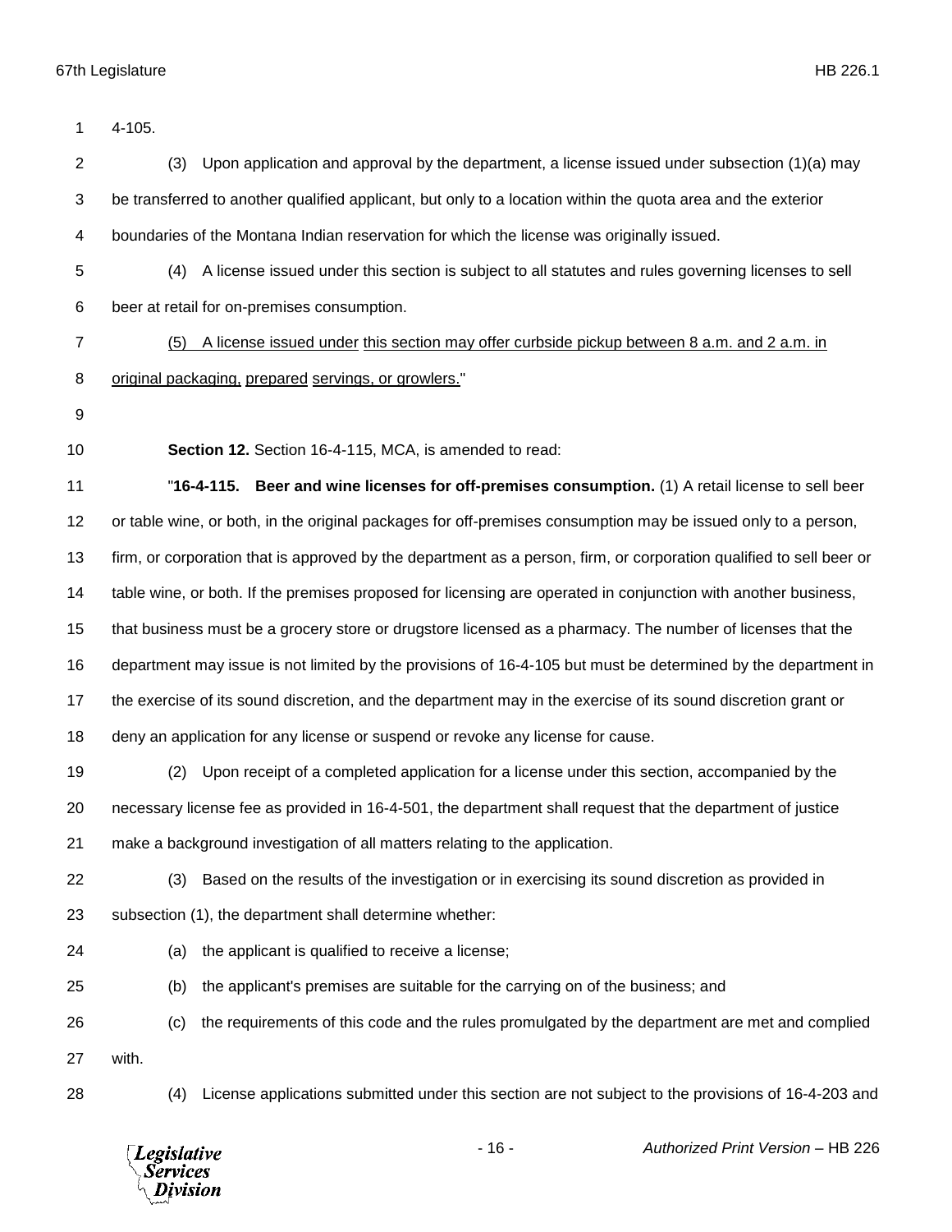4-105.

(3) Upon application and approval by the department, a license issued under subsection (1)(a) may be transferred to another qualified applicant, but only to a location within the quota area and the exterior boundaries of the Montana Indian reservation for which the license was originally issued.

(4) A license issued under this section is subject to all statutes and rules governing licenses to sell beer at retail for on-premises consumption.

<u>(5) A license issued under this section may offer curbside pickup between 8 a.m. and 2 a.m. in original packaging, prepared servings, or growlers.</u>"

**Section 12.** Section 16-4-115, MCA, is amended to read:

"**16-4-115. Beer and wine licenses for off-premises consumption.** (1) A retail license to sell beer or table wine, or both, in the original packages for off-premises consumption may be issued only to a person, firm, or corporation that is approved by the department as a person, firm, or corporation qualified to sell beer or table wine, or both. If the premises proposed for licensing are operated in conjunction with another business, that business must be a grocery store or drugstore licensed as a pharmacy. The number of licenses that the department may issue is not limited by the provisions of 16-4-105 but must be determined by the department in the exercise of its sound discretion, and the department may in the exercise of its sound discretion grant or deny an application for any license or suspend or revoke any license for cause.

(2) Upon receipt of a completed application for a license under this section, accompanied by the necessary license fee as provided in 16-4-501, the department shall request that the department of justice make a background investigation of all matters relating to the application.

(3) Based on the results of the investigation or in exercising its sound discretion as provided in subsection (1), the department shall determine whether:

(a) the applicant is qualified to receive a license;

(b) the applicant's premises are suitable for the carrying on of the business; and

(c) the requirements of this code and the rules promulgated by the department are met and complied with.

(4) License applications submitted under this section are not subject to the provisions of 16-4-203 and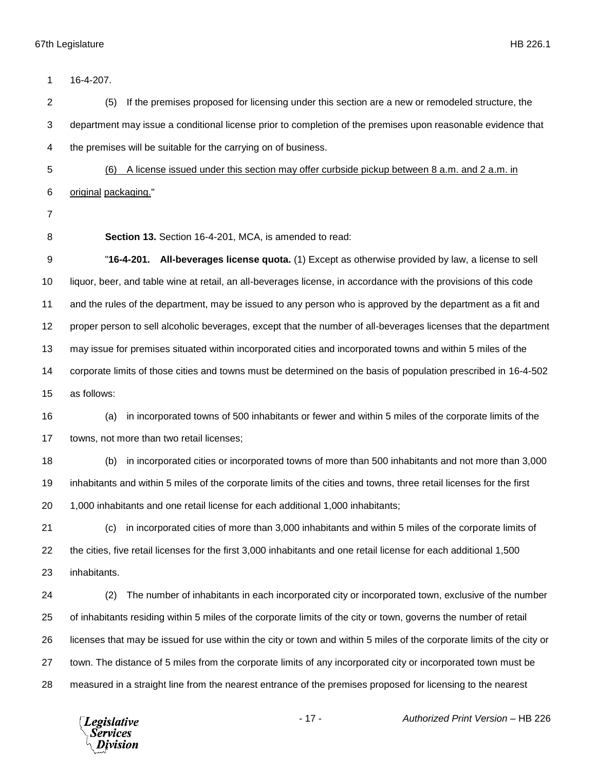16-4-207.

(5) If the premises proposed for licensing under this section are a new or remodeled structure, the department may issue a conditional license prior to completion of the premises upon reasonable evidence that the premises will be suitable for the carrying on of business.

<u>(6) A license issued under this section may offer curbside pickup between 8 a.m. and 2 a.m. in original packaging.</u>"

**Section 13.** Section 16-4-201, MCA, is amended to read:

"**16-4-201. All-beverages license quota.** (1) Except as otherwise provided by law, a license to sell liquor, beer, and table wine at retail, an all-beverages license, in accordance with the provisions of this code and the rules of the department, may be issued to any person who is approved by the department as a fit and proper person to sell alcoholic beverages, except that the number of all-beverages licenses that the department may issue for premises situated within incorporated cities and incorporated towns and within 5 miles of the corporate limits of those cities and towns must be determined on the basis of population prescribed in 16-4-502 as follows:

(a) in incorporated towns of 500 inhabitants or fewer and within 5 miles of the corporate limits of the towns, not more than two retail licenses;

(b) in incorporated cities or incorporated towns of more than 500 inhabitants and not more than 3,000 inhabitants and within 5 miles of the corporate limits of the cities and towns, three retail licenses for the first 1,000 inhabitants and one retail license for each additional 1,000 inhabitants;

(c) in incorporated cities of more than 3,000 inhabitants and within 5 miles of the corporate limits of the cities, five retail licenses for the first 3,000 inhabitants and one retail license for each additional 1,500 inhabitants.

(2) The number of inhabitants in each incorporated city or incorporated town, exclusive of the number of inhabitants residing within 5 miles of the corporate limits of the city or town, governs the number of retail licenses that may be issued for use within the city or town and within 5 miles of the corporate limits of the city or town. The distance of 5 miles from the corporate limits of any incorporated city or incorporated town must be measured in a straight line from the nearest entrance of the premises proposed for licensing to the nearest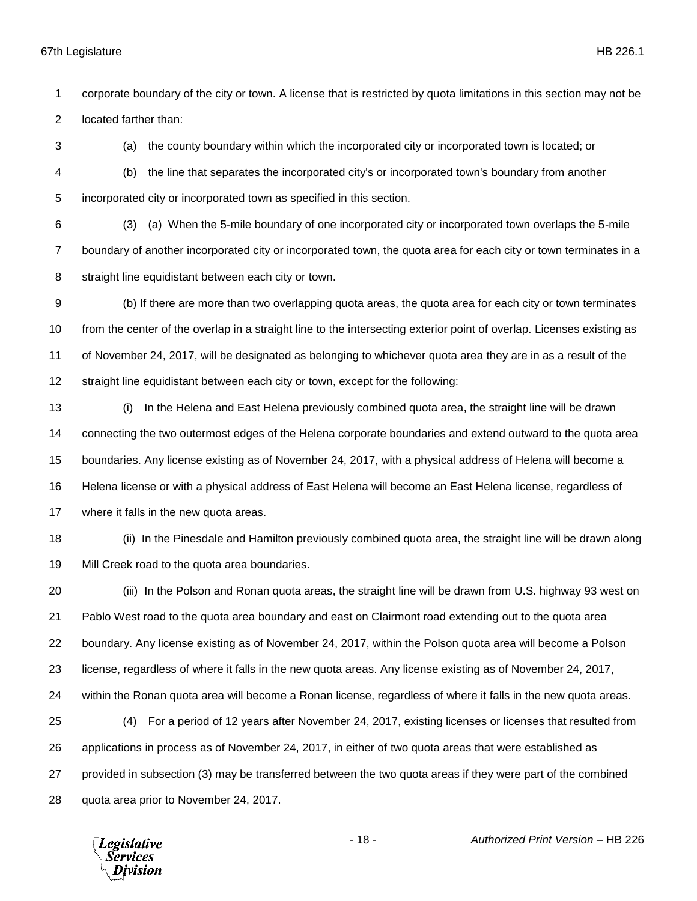corporate boundary of the city or town. A license that is restricted by quota limitations in this section may not be located farther than:

(a) the county boundary within which the incorporated city or incorporated town is located; or

(b) the line that separates the incorporated city's or incorporated town's boundary from another incorporated city or incorporated town as specified in this section.

(3) (a) When the 5-mile boundary of one incorporated city or incorporated town overlaps the 5-mile boundary of another incorporated city or incorporated town, the quota area for each city or town terminates in a straight line equidistant between each city or town.

(b) If there are more than two overlapping quota areas, the quota area for each city or town terminates from the center of the overlap in a straight line to the intersecting exterior point of overlap. Licenses existing as of November 24, 2017, will be designated as belonging to whichever quota area they are in as a result of the straight line equidistant between each city or town, except for the following:

(i) In the Helena and East Helena previously combined quota area, the straight line will be drawn connecting the two outermost edges of the Helena corporate boundaries and extend outward to the quota area boundaries. Any license existing as of November 24, 2017, with a physical address of Helena will become a Helena license or with a physical address of East Helena will become an East Helena license, regardless of where it falls in the new quota areas.

(ii) In the Pinesdale and Hamilton previously combined quota area, the straight line will be drawn along Mill Creek road to the quota area boundaries.

(iii) In the Polson and Ronan quota areas, the straight line will be drawn from U.S. highway 93 west on Pablo West road to the quota area boundary and east on Clairmont road extending out to the quota area boundary. Any license existing as of November 24, 2017, within the Polson quota area will become a Polson license, regardless of where it falls in the new quota areas. Any license existing as of November 24, 2017, within the Ronan quota area will become a Ronan license, regardless of where it falls in the new quota areas.

(4) For a period of 12 years after November 24, 2017, existing licenses or licenses that resulted from applications in process as of November 24, 2017, in either of two quota areas that were established as provided in subsection (3) may be transferred between the two quota areas if they were part of the combined quota area prior to November 24, 2017.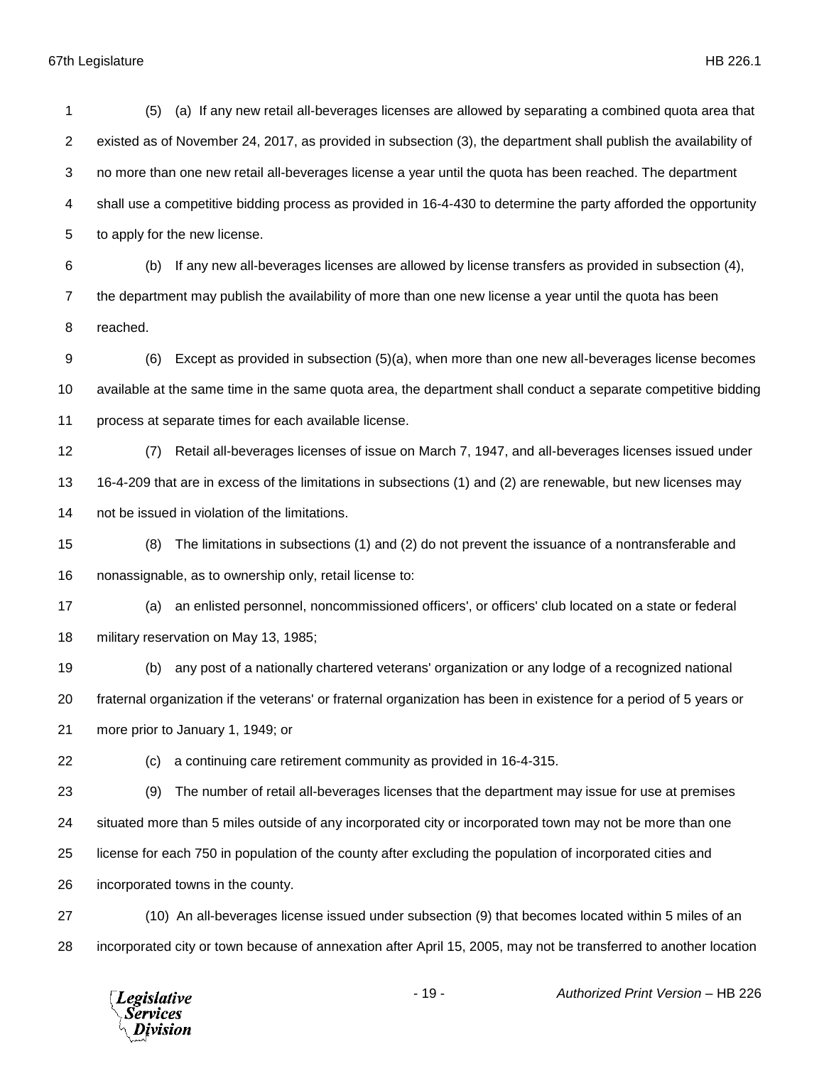(5) (a) If any new retail all-beverages licenses are allowed by separating a combined quota area that existed as of November 24, 2017, as provided in subsection (3), the department shall publish the availability of no more than one new retail all-beverages license a year until the quota has been reached. The department shall use a competitive bidding process as provided in 16-4-430 to determine the party afforded the opportunity to apply for the new license.

(b) If any new all-beverages licenses are allowed by license transfers as provided in subsection (4), the department may publish the availability of more than one new license a year until the quota has been reached.

(6) Except as provided in subsection (5)(a), when more than one new all-beverages license becomes available at the same time in the same quota area, the department shall conduct a separate competitive bidding process at separate times for each available license.

(7) Retail all-beverages licenses of issue on March 7, 1947, and all-beverages licenses issued under 16-4-209 that are in excess of the limitations in subsections (1) and (2) are renewable, but new licenses may not be issued in violation of the limitations.

(8) The limitations in subsections (1) and (2) do not prevent the issuance of a nontransferable and nonassignable, as to ownership only, retail license to:

(a) an enlisted personnel, noncommissioned officers', or officers' club located on a state or federal military reservation on May 13, 1985;

(b) any post of a nationally chartered veterans' organization or any lodge of a recognized national fraternal organization if the veterans' or fraternal organization has been in existence for a period of 5 years or more prior to January 1, 1949; or

(c) a continuing care retirement community as provided in 16-4-315.

(9) The number of retail all-beverages licenses that the department may issue for use at premises situated more than 5 miles outside of any incorporated city or incorporated town may not be more than one license for each 750 in population of the county after excluding the population of incorporated cities and incorporated towns in the county.

(10) An all-beverages license issued under subsection (9) that becomes located within 5 miles of an incorporated city or town because of annexation after April 15, 2005, may not be transferred to another location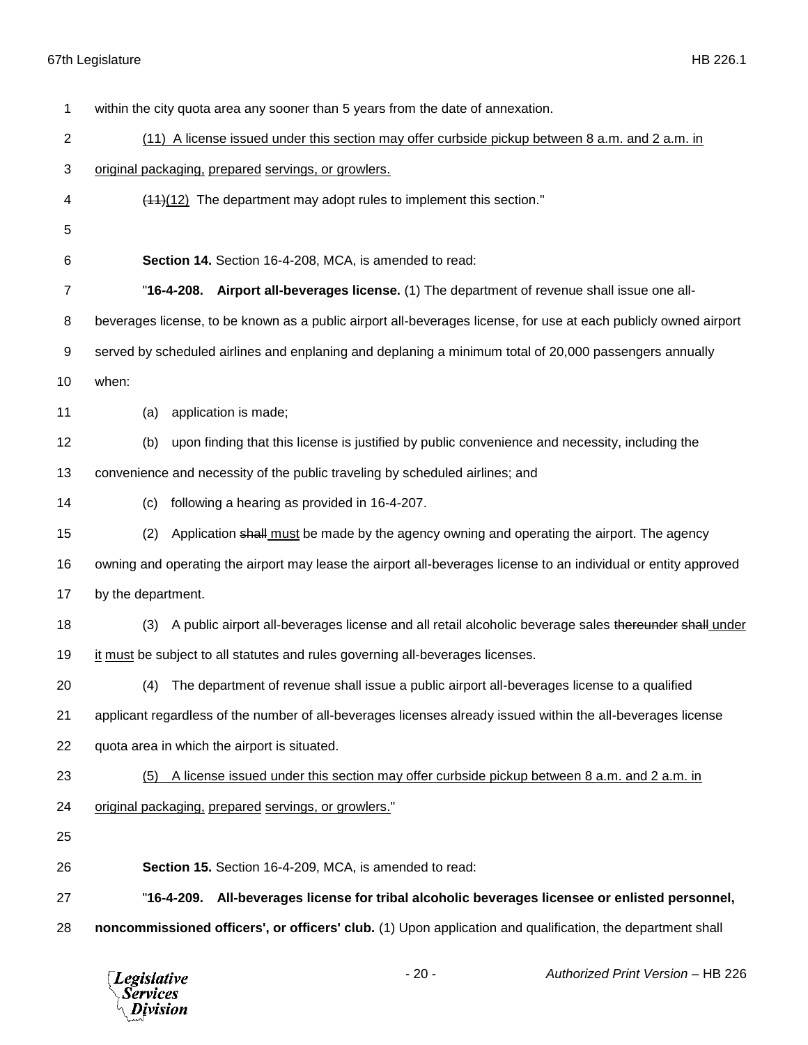within the city quota area any sooner than 5 years from the date of annexation.

(11) A license issued under this section may offer curbside pickup between 8 a.m. and 2 a.m. in original packaging, prepared servings, or growlers.

~~(11)~~(12) The department may adopt rules to implement this section."

**Section 14.** Section 16-4-208, MCA, is amended to read:

"**16-4-208. Airport all-beverages license.** (1) The department of revenue shall issue one all-beverages license, to be known as a public airport all-beverages license, for use at each publicly owned airport served by scheduled airlines and enplaning and deplaning a minimum total of 20,000 passengers annually when:

(a) application is made;

(b) upon finding that this license is justified by public convenience and necessity, including the convenience and necessity of the public traveling by scheduled airlines; and

(c) following a hearing as provided in 16-4-207.

(2) Application ~~shall~~ must be made by the agency owning and operating the airport. The agency owning and operating the airport may lease the airport all-beverages license to an individual or entity approved by the department.

(3) A public airport all-beverages license and all retail alcoholic beverage sales ~~thereunder~~ ~~shall~~ under it must be subject to all statutes and rules governing all-beverages licenses.

(4) The department of revenue shall issue a public airport all-beverages license to a qualified applicant regardless of the number of all-beverages licenses already issued within the all-beverages license quota area in which the airport is situated.

(5) A license issued under this section may offer curbside pickup between 8 a.m. and 2 a.m. in original packaging, prepared servings, or growlers."

**Section 15.** Section 16-4-209, MCA, is amended to read:

"**16-4-209. All-beverages license for tribal alcoholic beverages licensee or enlisted personnel, noncommissioned officers', or officers' club.** (1) Upon application and qualification, the department shall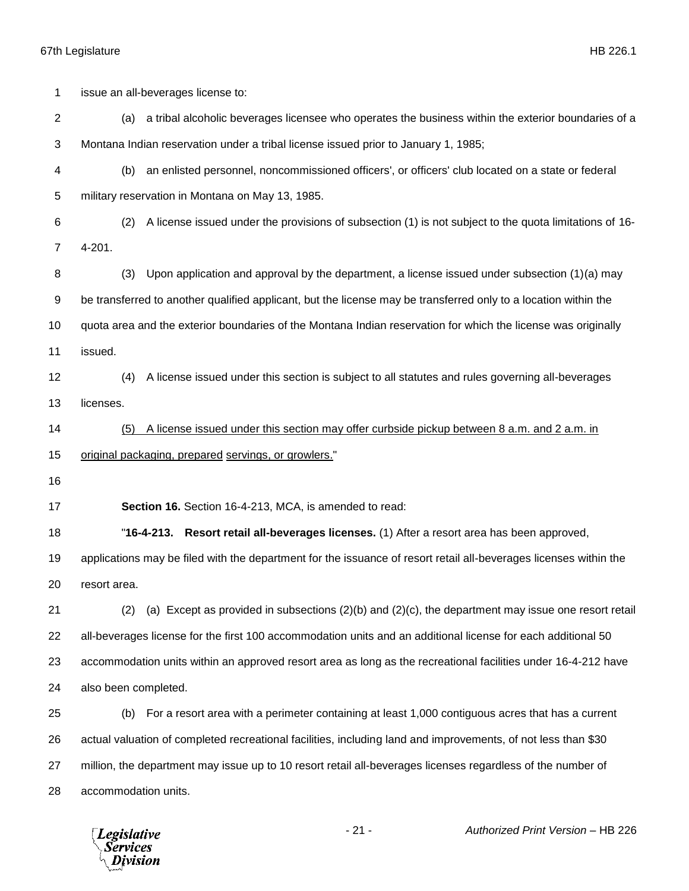issue an all-beverages license to:

(a) a tribal alcoholic beverages licensee who operates the business within the exterior boundaries of a Montana Indian reservation under a tribal license issued prior to January 1, 1985;

(b) an enlisted personnel, noncommissioned officers', or officers' club located on a state or federal military reservation in Montana on May 13, 1985.

(2) A license issued under the provisions of subsection (1) is not subject to the quota limitations of 16-4-201.

(3) Upon application and approval by the department, a license issued under subsection (1)(a) may be transferred to another qualified applicant, but the license may be transferred only to a location within the quota area and the exterior boundaries of the Montana Indian reservation for which the license was originally issued.

(4) A license issued under this section is subject to all statutes and rules governing all-beverages licenses.

<u>(5) A license issued under this section may offer curbside pickup between 8 a.m. and 2 a.m. in original packaging, prepared servings, or growlers.</u>"

**Section 16.** Section 16-4-213, MCA, is amended to read:

"**16-4-213. Resort retail all-beverages licenses.** (1) After a resort area has been approved, applications may be filed with the department for the issuance of resort retail all-beverages licenses within the resort area.

(2) (a) Except as provided in subsections (2)(b) and (2)(c), the department may issue one resort retail all-beverages license for the first 100 accommodation units and an additional license for each additional 50 accommodation units within an approved resort area as long as the recreational facilities under 16-4-212 have also been completed.

(b) For a resort area with a perimeter containing at least 1,000 contiguous acres that has a current actual valuation of completed recreational facilities, including land and improvements, of not less than $30 million, the department may issue up to 10 resort retail all-beverages licenses regardless of the number of accommodation units.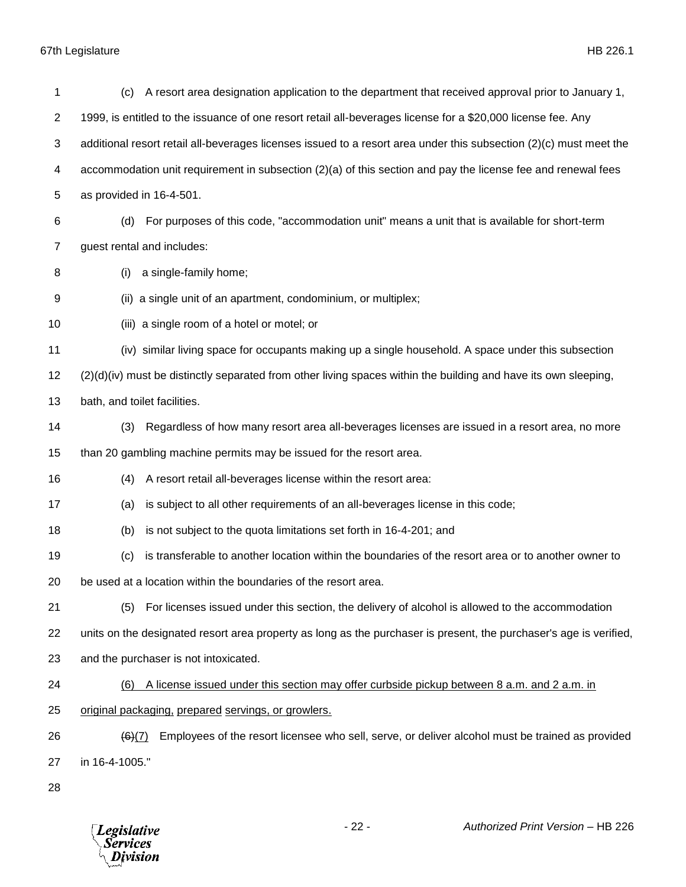(c) A resort area designation application to the department that received approval prior to January 1, 1999, is entitled to the issuance of one resort retail all-beverages license for a $20,000 license fee. Any additional resort retail all-beverages licenses issued to a resort area under this subsection (2)(c) must meet the accommodation unit requirement in subsection (2)(a) of this section and pay the license fee and renewal fees as provided in 16-4-501.

(d) For purposes of this code, "accommodation unit" means a unit that is available for short-term guest rental and includes:

(i) a single-family home;

(ii) a single unit of an apartment, condominium, or multiplex;

(iii) a single room of a hotel or motel; or

(iv) similar living space for occupants making up a single household. A space under this subsection (2)(d)(iv) must be distinctly separated from other living spaces within the building and have its own sleeping, bath, and toilet facilities.

(3) Regardless of how many resort area all-beverages licenses are issued in a resort area, no more than 20 gambling machine permits may be issued for the resort area.

(4) A resort retail all-beverages license within the resort area:

(a) is subject to all other requirements of an all-beverages license in this code;

(b) is not subject to the quota limitations set forth in 16-4-201; and

(c) is transferable to another location within the boundaries of the resort area or to another owner to be used at a location within the boundaries of the resort area.

(5) For licenses issued under this section, the delivery of alcohol is allowed to the accommodation units on the designated resort area property as long as the purchaser is present, the purchaser's age is verified, and the purchaser is not intoxicated.

<u>(6) A license issued under this section may offer curbside pickup between 8 a.m. and 2 a.m. in original packaging, prepared servings, or growlers.</u>

~~(6)~~<u>(7)</u> Employees of the resort licensee who sell, serve, or deliver alcohol must be trained as provided in 16-4-1005."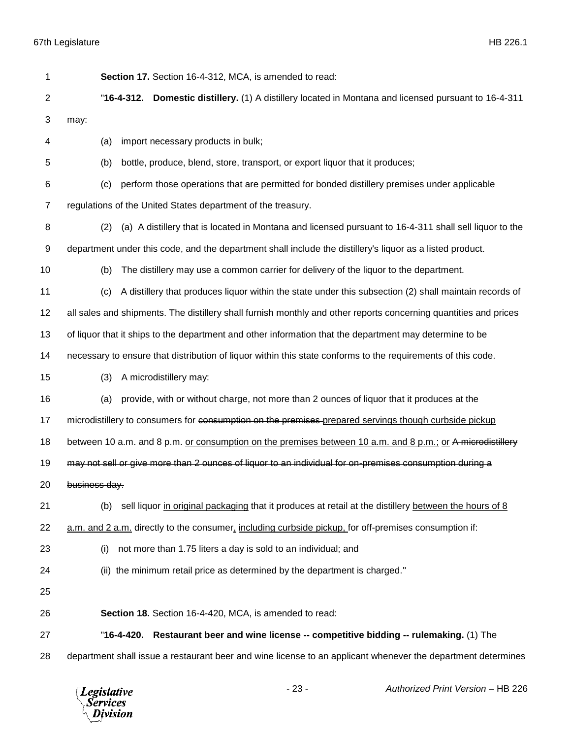**Section 17.** Section 16-4-312, MCA, is amended to read:

"**16-4-312. Domestic distillery.** (1) A distillery located in Montana and licensed pursuant to 16-4-311 may:

(a) import necessary products in bulk;

(b) bottle, produce, blend, store, transport, or export liquor that it produces;

(c) perform those operations that are permitted for bonded distillery premises under applicable regulations of the United States department of the treasury.

(2) (a) A distillery that is located in Montana and licensed pursuant to 16-4-311 shall sell liquor to the department under this code, and the department shall include the distillery's liquor as a listed product.

(b) The distillery may use a common carrier for delivery of the liquor to the department.

(c) A distillery that produces liquor within the state under this subsection (2) shall maintain records of all sales and shipments. The distillery shall furnish monthly and other reports concerning quantities and prices of liquor that it ships to the department and other information that the department may determine to be necessary to ensure that distribution of liquor within this state conforms to the requirements of this code.

(3) A microdistillery may:

(a) provide, with or without charge, not more than 2 ounces of liquor that it produces at the microdistillery to consumers for ~~consumption on the premises~~ <u>prepared servings though curbside pickup</u> between 10 a.m. and 8 p.m. <u>or consumption on the premises between 10 a.m. and 8 p.m.;</u> <u>or</u> ~~A microdistillery may not sell or give more than 2 ounces of liquor to an individual for on-premises consumption during a business day.~~

(b) sell liquor <u>in original packaging</u> that it produces at retail at the distillery <u>between the hours of 8 a.m. and 2 a.m.</u> directly to the consumer<u>, including curbside pickup,</u> for off-premises consumption if:

(i) not more than 1.75 liters a day is sold to an individual; and

(ii) the minimum retail price as determined by the department is charged."

**Section 18.** Section 16-4-420, MCA, is amended to read:

"**16-4-420. Restaurant beer and wine license -- competitive bidding -- rulemaking.** (1) The department shall issue a restaurant beer and wine license to an applicant whenever the department determines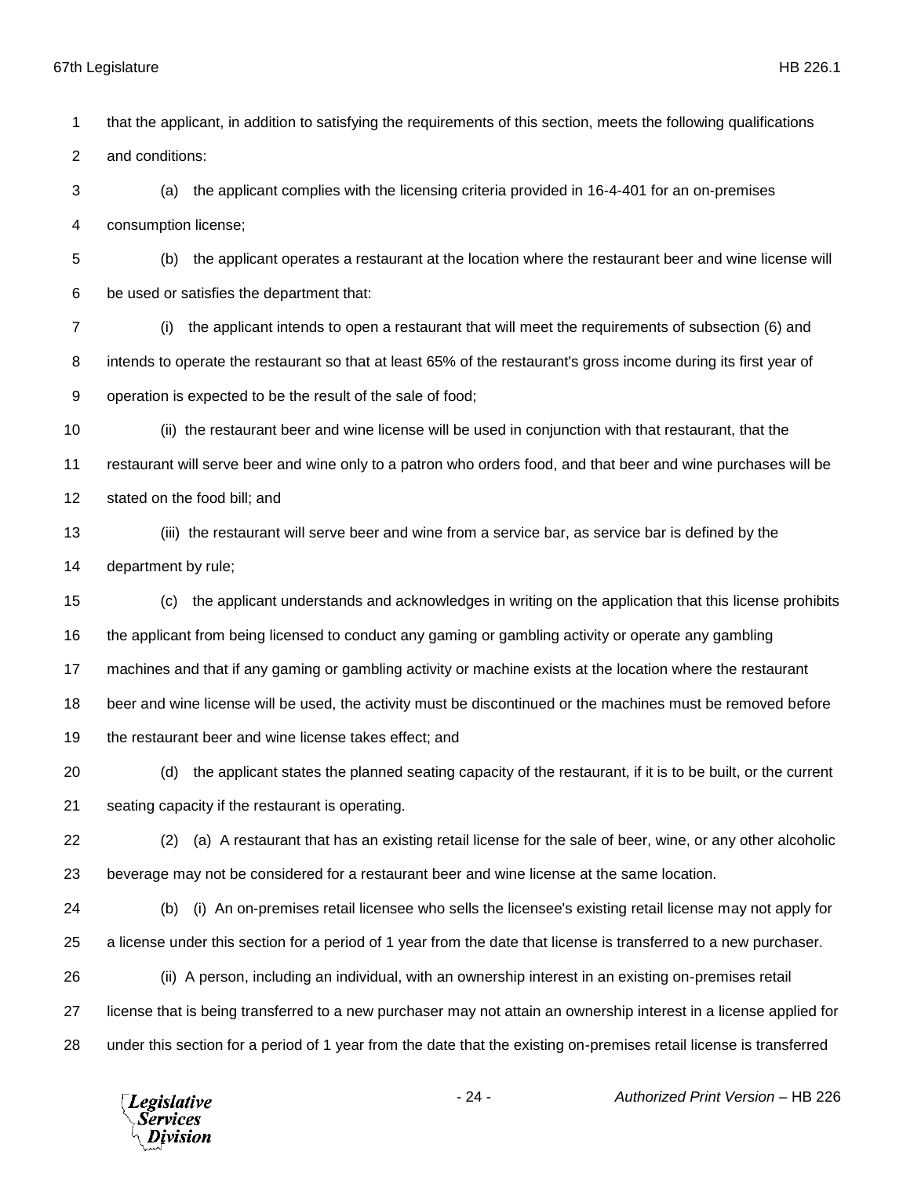that the applicant, in addition to satisfying the requirements of this section, meets the following qualifications and conditions:

(a) the applicant complies with the licensing criteria provided in 16-4-401 for an on-premises consumption license;

(b) the applicant operates a restaurant at the location where the restaurant beer and wine license will be used or satisfies the department that:

(i) the applicant intends to open a restaurant that will meet the requirements of subsection (6) and intends to operate the restaurant so that at least 65% of the restaurant's gross income during its first year of operation is expected to be the result of the sale of food;

(ii) the restaurant beer and wine license will be used in conjunction with that restaurant, that the restaurant will serve beer and wine only to a patron who orders food, and that beer and wine purchases will be stated on the food bill; and

(iii) the restaurant will serve beer and wine from a service bar, as service bar is defined by the department by rule;

(c) the applicant understands and acknowledges in writing on the application that this license prohibits the applicant from being licensed to conduct any gaming or gambling activity or operate any gambling machines and that if any gaming or gambling activity or machine exists at the location where the restaurant beer and wine license will be used, the activity must be discontinued or the machines must be removed before the restaurant beer and wine license takes effect; and

(d) the applicant states the planned seating capacity of the restaurant, if it is to be built, or the current seating capacity if the restaurant is operating.

(2) (a) A restaurant that has an existing retail license for the sale of beer, wine, or any other alcoholic beverage may not be considered for a restaurant beer and wine license at the same location.

(b) (i) An on-premises retail licensee who sells the licensee's existing retail license may not apply for a license under this section for a period of 1 year from the date that license is transferred to a new purchaser.

(ii) A person, including an individual, with an ownership interest in an existing on-premises retail license that is being transferred to a new purchaser may not attain an ownership interest in a license applied for under this section for a period of 1 year from the date that the existing on-premises retail license is transferred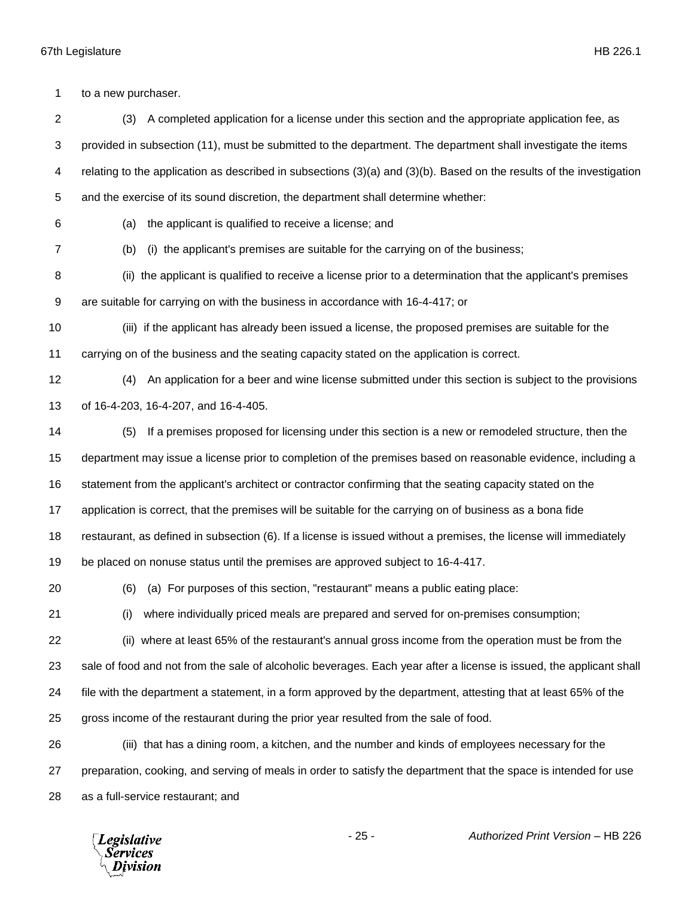to a new purchaser.

(3) A completed application for a license under this section and the appropriate application fee, as provided in subsection (11), must be submitted to the department. The department shall investigate the items relating to the application as described in subsections (3)(a) and (3)(b). Based on the results of the investigation and the exercise of its sound discretion, the department shall determine whether:

(a) the applicant is qualified to receive a license; and

(b) (i) the applicant's premises are suitable for the carrying on of the business;

(ii) the applicant is qualified to receive a license prior to a determination that the applicant's premises are suitable for carrying on with the business in accordance with 16-4-417; or

(iii) if the applicant has already been issued a license, the proposed premises are suitable for the carrying on of the business and the seating capacity stated on the application is correct.

(4) An application for a beer and wine license submitted under this section is subject to the provisions of 16-4-203, 16-4-207, and 16-4-405.

(5) If a premises proposed for licensing under this section is a new or remodeled structure, then the department may issue a license prior to completion of the premises based on reasonable evidence, including a statement from the applicant's architect or contractor confirming that the seating capacity stated on the application is correct, that the premises will be suitable for the carrying on of business as a bona fide restaurant, as defined in subsection (6). If a license is issued without a premises, the license will immediately be placed on nonuse status until the premises are approved subject to 16-4-417.

(6) (a) For purposes of this section, "restaurant" means a public eating place:

(i) where individually priced meals are prepared and served for on-premises consumption;

(ii) where at least 65% of the restaurant's annual gross income from the operation must be from the sale of food and not from the sale of alcoholic beverages. Each year after a license is issued, the applicant shall file with the department a statement, in a form approved by the department, attesting that at least 65% of the gross income of the restaurant during the prior year resulted from the sale of food.

(iii) that has a dining room, a kitchen, and the number and kinds of employees necessary for the preparation, cooking, and serving of meals in order to satisfy the department that the space is intended for use as a full-service restaurant; and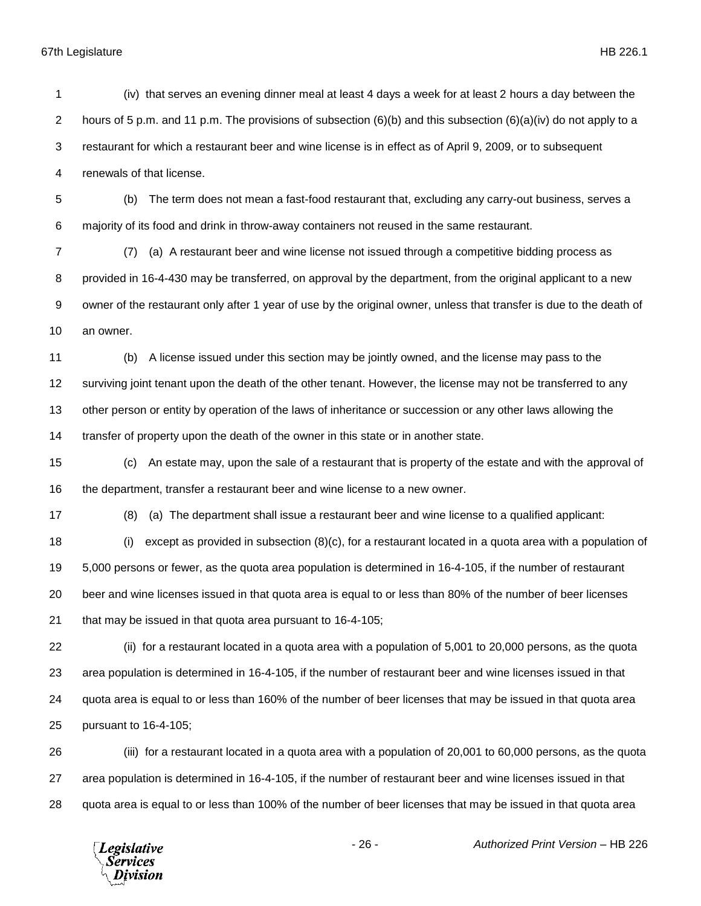(iv) that serves an evening dinner meal at least 4 days a week for at least 2 hours a day between the hours of 5 p.m. and 11 p.m. The provisions of subsection (6)(b) and this subsection (6)(a)(iv) do not apply to a restaurant for which a restaurant beer and wine license is in effect as of April 9, 2009, or to subsequent renewals of that license.

(b) The term does not mean a fast-food restaurant that, excluding any carry-out business, serves a majority of its food and drink in throw-away containers not reused in the same restaurant.

(7) (a) A restaurant beer and wine license not issued through a competitive bidding process as provided in 16-4-430 may be transferred, on approval by the department, from the original applicant to a new owner of the restaurant only after 1 year of use by the original owner, unless that transfer is due to the death of an owner.

(b) A license issued under this section may be jointly owned, and the license may pass to the surviving joint tenant upon the death of the other tenant. However, the license may not be transferred to any other person or entity by operation of the laws of inheritance or succession or any other laws allowing the transfer of property upon the death of the owner in this state or in another state.

(c) An estate may, upon the sale of a restaurant that is property of the estate and with the approval of the department, transfer a restaurant beer and wine license to a new owner.

(8) (a) The department shall issue a restaurant beer and wine license to a qualified applicant:

(i) except as provided in subsection (8)(c), for a restaurant located in a quota area with a population of 5,000 persons or fewer, as the quota area population is determined in 16-4-105, if the number of restaurant beer and wine licenses issued in that quota area is equal to or less than 80% of the number of beer licenses that may be issued in that quota area pursuant to 16-4-105;

(ii) for a restaurant located in a quota area with a population of 5,001 to 20,000 persons, as the quota area population is determined in 16-4-105, if the number of restaurant beer and wine licenses issued in that quota area is equal to or less than 160% of the number of beer licenses that may be issued in that quota area pursuant to 16-4-105;

(iii) for a restaurant located in a quota area with a population of 20,001 to 60,000 persons, as the quota area population is determined in 16-4-105, if the number of restaurant beer and wine licenses issued in that quota area is equal to or less than 100% of the number of beer licenses that may be issued in that quota area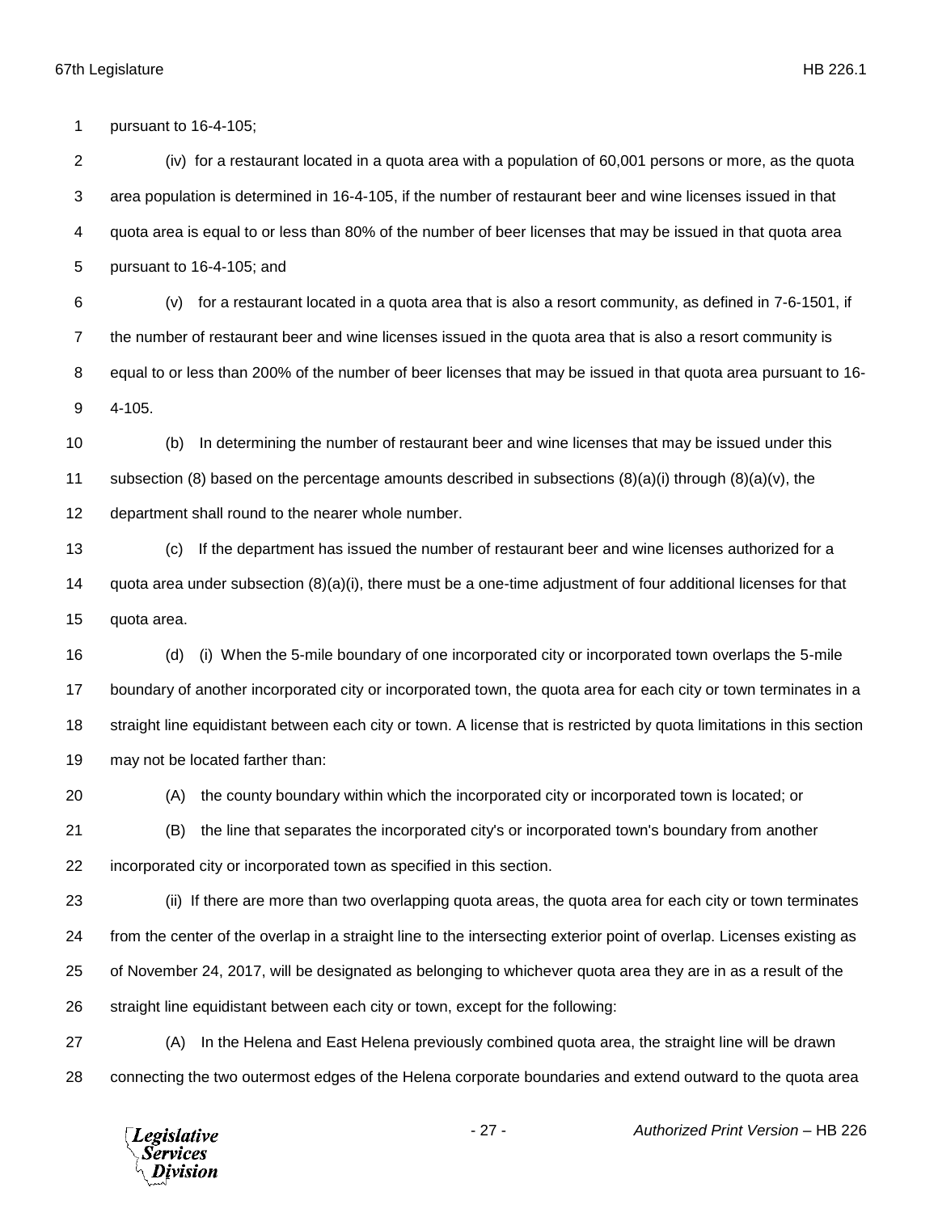pursuant to 16-4-105;

(iv) for a restaurant located in a quota area with a population of 60,001 persons or more, as the quota area population is determined in 16-4-105, if the number of restaurant beer and wine licenses issued in that quota area is equal to or less than 80% of the number of beer licenses that may be issued in that quota area pursuant to 16-4-105; and

(v) for a restaurant located in a quota area that is also a resort community, as defined in 7-6-1501, if the number of restaurant beer and wine licenses issued in the quota area that is also a resort community is equal to or less than 200% of the number of beer licenses that may be issued in that quota area pursuant to 16-4-105.

(b) In determining the number of restaurant beer and wine licenses that may be issued under this subsection (8) based on the percentage amounts described in subsections (8)(a)(i) through (8)(a)(v), the department shall round to the nearer whole number.

(c) If the department has issued the number of restaurant beer and wine licenses authorized for a quota area under subsection (8)(a)(i), there must be a one-time adjustment of four additional licenses for that quota area.

(d) (i) When the 5-mile boundary of one incorporated city or incorporated town overlaps the 5-mile boundary of another incorporated city or incorporated town, the quota area for each city or town terminates in a straight line equidistant between each city or town. A license that is restricted by quota limitations in this section may not be located farther than:

(A) the county boundary within which the incorporated city or incorporated town is located; or

(B) the line that separates the incorporated city's or incorporated town's boundary from another incorporated city or incorporated town as specified in this section.

(ii) If there are more than two overlapping quota areas, the quota area for each city or town terminates from the center of the overlap in a straight line to the intersecting exterior point of overlap. Licenses existing as of November 24, 2017, will be designated as belonging to whichever quota area they are in as a result of the straight line equidistant between each city or town, except for the following:

(A) In the Helena and East Helena previously combined quota area, the straight line will be drawn connecting the two outermost edges of the Helena corporate boundaries and extend outward to the quota area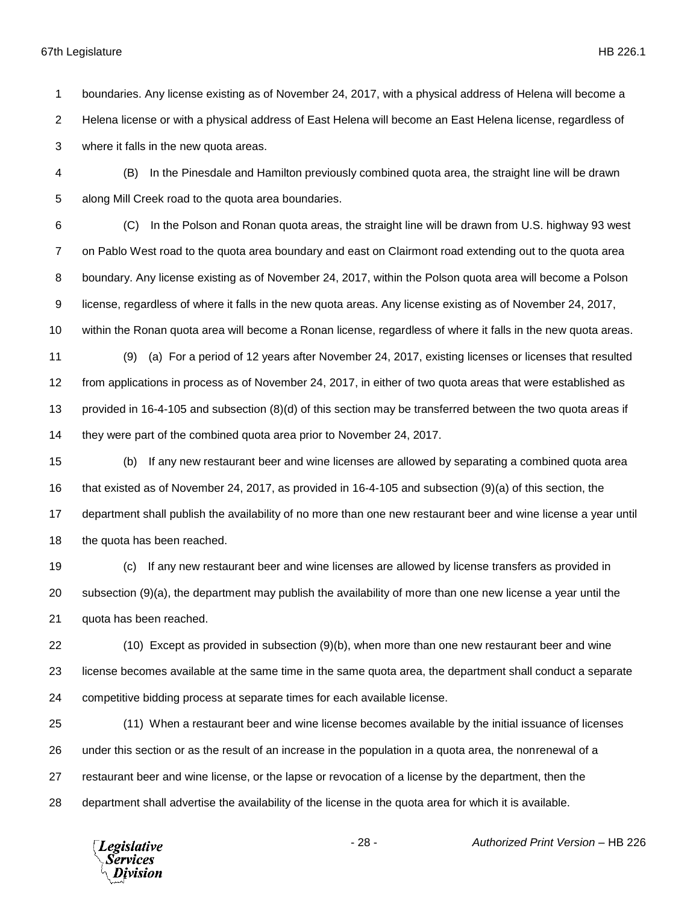boundaries. Any license existing as of November 24, 2017, with a physical address of Helena will become a Helena license or with a physical address of East Helena will become an East Helena license, regardless of where it falls in the new quota areas.

(B) In the Pinesdale and Hamilton previously combined quota area, the straight line will be drawn along Mill Creek road to the quota area boundaries.

(C) In the Polson and Ronan quota areas, the straight line will be drawn from U.S. highway 93 west on Pablo West road to the quota area boundary and east on Clairmont road extending out to the quota area boundary. Any license existing as of November 24, 2017, within the Polson quota area will become a Polson license, regardless of where it falls in the new quota areas. Any license existing as of November 24, 2017, within the Ronan quota area will become a Ronan license, regardless of where it falls in the new quota areas.

(9) (a) For a period of 12 years after November 24, 2017, existing licenses or licenses that resulted from applications in process as of November 24, 2017, in either of two quota areas that were established as provided in 16-4-105 and subsection (8)(d) of this section may be transferred between the two quota areas if they were part of the combined quota area prior to November 24, 2017.

(b) If any new restaurant beer and wine licenses are allowed by separating a combined quota area that existed as of November 24, 2017, as provided in 16-4-105 and subsection (9)(a) of this section, the department shall publish the availability of no more than one new restaurant beer and wine license a year until the quota has been reached.

(c) If any new restaurant beer and wine licenses are allowed by license transfers as provided in subsection (9)(a), the department may publish the availability of more than one new license a year until the quota has been reached.

(10) Except as provided in subsection (9)(b), when more than one new restaurant beer and wine license becomes available at the same time in the same quota area, the department shall conduct a separate competitive bidding process at separate times for each available license.

(11) When a restaurant beer and wine license becomes available by the initial issuance of licenses under this section or as the result of an increase in the population in a quota area, the nonrenewal of a restaurant beer and wine license, or the lapse or revocation of a license by the department, then the department shall advertise the availability of the license in the quota area for which it is available.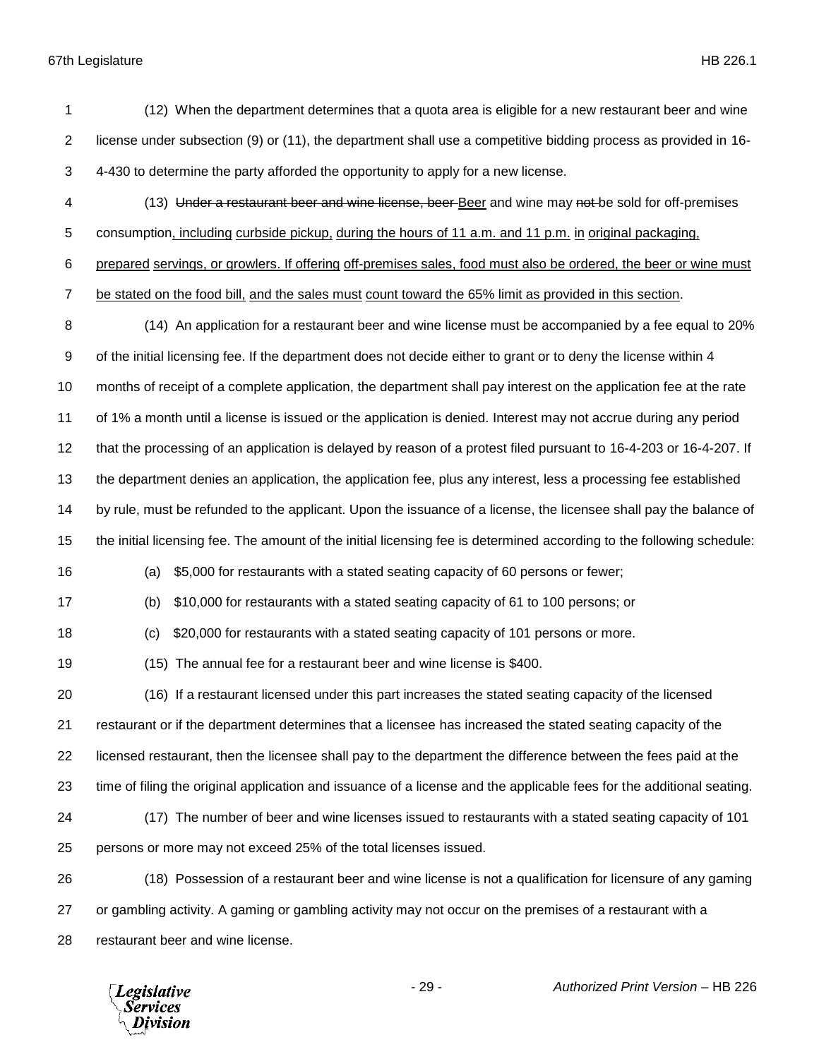(12) When the department determines that a quota area is eligible for a new restaurant beer and wine license under subsection (9) or (11), the department shall use a competitive bidding process as provided in 16-4-430 to determine the party afforded the opportunity to apply for a new license.

(13) ~~Under a restaurant beer and wine license, beer~~ Beer and wine may ~~not~~ be sold for off-premises consumption, including curbside pickup, during the hours of 11 a.m. and 11 p.m. in original packaging, prepared servings, or growlers. If offering off-premises sales, food must also be ordered, the beer or wine must be stated on the food bill, and the sales must count toward the 65% limit as provided in this section.

(14) An application for a restaurant beer and wine license must be accompanied by a fee equal to 20% of the initial licensing fee. If the department does not decide either to grant or to deny the license within 4 months of receipt of a complete application, the department shall pay interest on the application fee at the rate of 1% a month until a license is issued or the application is denied. Interest may not accrue during any period that the processing of an application is delayed by reason of a protest filed pursuant to 16-4-203 or 16-4-207. If the department denies an application, the application fee, plus any interest, less a processing fee established by rule, must be refunded to the applicant. Upon the issuance of a license, the licensee shall pay the balance of the initial licensing fee. The amount of the initial licensing fee is determined according to the following schedule:

(a) $5,000 for restaurants with a stated seating capacity of 60 persons or fewer;

(b) $10,000 for restaurants with a stated seating capacity of 61 to 100 persons; or

(c) $20,000 for restaurants with a stated seating capacity of 101 persons or more.

(15) The annual fee for a restaurant beer and wine license is $400.

(16) If a restaurant licensed under this part increases the stated seating capacity of the licensed restaurant or if the department determines that a licensee has increased the stated seating capacity of the licensed restaurant, then the licensee shall pay to the department the difference between the fees paid at the time of filing the original application and issuance of a license and the applicable fees for the additional seating.

(17) The number of beer and wine licenses issued to restaurants with a stated seating capacity of 101 persons or more may not exceed 25% of the total licenses issued.

(18) Possession of a restaurant beer and wine license is not a qualification for licensure of any gaming or gambling activity. A gaming or gambling activity may not occur on the premises of a restaurant with a restaurant beer and wine license.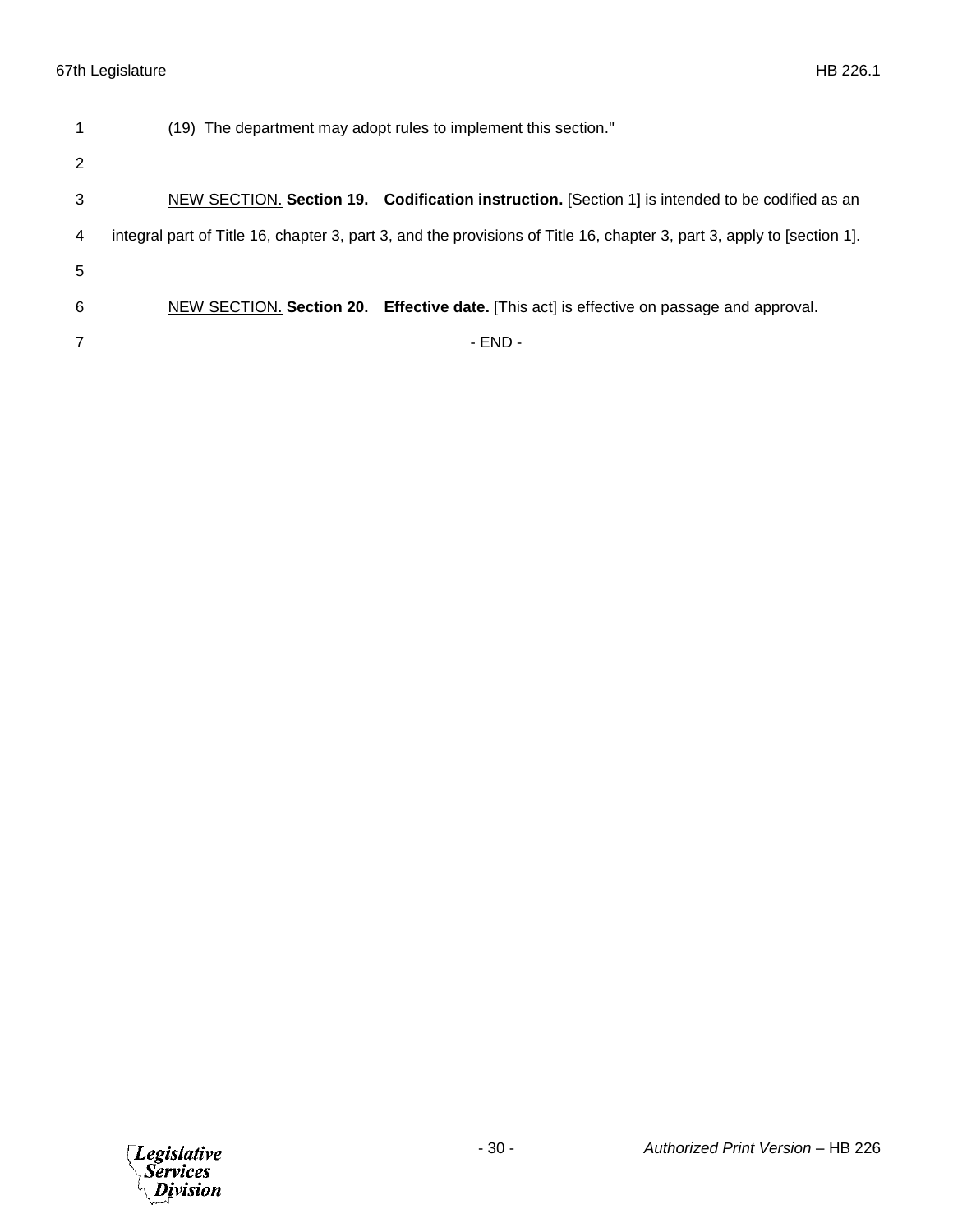(19) The department may adopt rules to implement this section."

<u>NEW SECTION.</u> **Section 19. Codification instruction.** [Section 1] is intended to be codified as an integral part of Title 16, chapter 3, part 3, and the provisions of Title 16, chapter 3, part 3, apply to [section 1].

<u>NEW SECTION.</u> **Section 20. Effective date.** [This act] is effective on passage and approval.

- END -